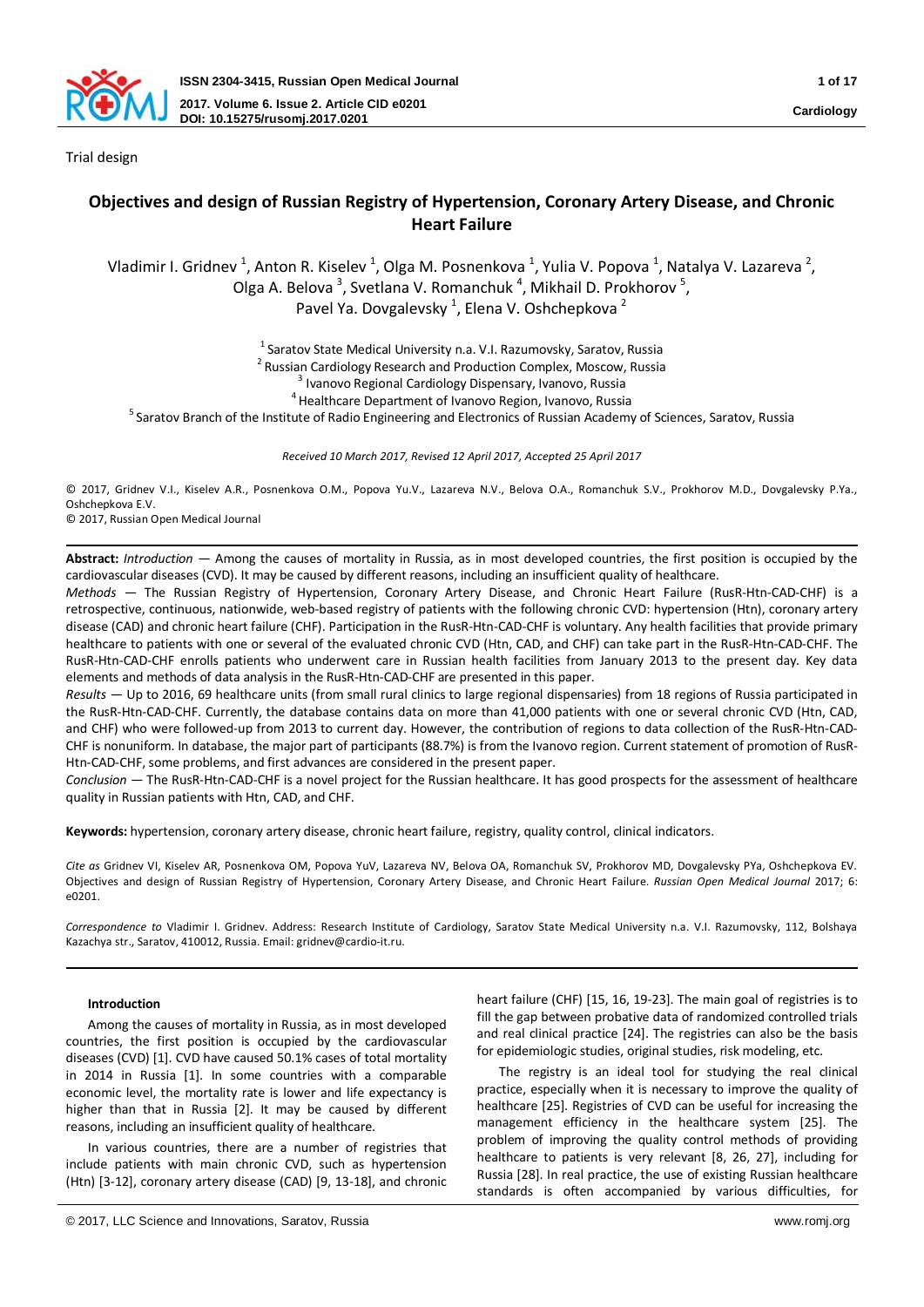Trial design

# Objectives and design of Russian Registry of Hypertension, Coronary Artery Disease, and Chronic Heart Failure

Vladimir I. Gridnev [1], Anton R. Kiselev [1], Olga M. Posnenkova [1], Yulia V. Popova [1], Natalya V. Lazareva [2], Olga A. Belova [3], Svetlana V. Romanchuk [4], Mikhail D. Prokhorov [5], Pavel Ya. Dovgalevsky [1], Elena V. Oshchepkova [2]

[1] Saratov State Medical University n.a. V.I. Razumovsky, Saratov, Russia
[2] Russian Cardiology Research and Production Complex, Moscow, Russia
[3] Ivanovo Regional Cardiology Dispensary, Ivanovo, Russia
[4] Healthcare Department of Ivanovo Region, Ivanovo, Russia
[5] Saratov Branch of the Institute of Radio Engineering and Electronics of Russian Academy of Sciences, Saratov, Russia

*Received 10 March 2017, Revised 12 April 2017, Accepted 25 April 2017*

© 2017, Gridnev V.I., Kiselev A.R., Posnenkova O.M., Popova Yu.V., Lazareva N.V., Belova O.A., Romanchuk S.V., Prokhorov M.D., Dovgalevsky P.Ya., Oshchepkova E.V.
© 2017, Russian Open Medical Journal

**Abstract:** *Introduction* — Among the causes of mortality in Russia, as in most developed countries, the first position is occupied by the cardiovascular diseases (CVD). It may be caused by different reasons, including an insufficient quality of healthcare.
*Methods* — The Russian Registry of Hypertension, Coronary Artery Disease, and Chronic Heart Failure (RusR-Htn-CAD-CHF) is a retrospective, continuous, nationwide, web-based registry of patients with the following chronic CVD: hypertension (Htn), coronary artery disease (CAD) and chronic heart failure (CHF). Participation in the RusR-Htn-CAD-CHF is voluntary. Any health facilities that provide primary healthcare to patients with one or several of the evaluated chronic CVD (Htn, CAD, and CHF) can take part in the RusR-Htn-CAD-CHF. The RusR-Htn-CAD-CHF enrolls patients who underwent care in Russian health facilities from January 2013 to the present day. Key data elements and methods of data analysis in the RusR-Htn-CAD-CHF are presented in this paper.
*Results* — Up to 2016, 69 healthcare units (from small rural clinics to large regional dispensaries) from 18 regions of Russia participated in the RusR-Htn-CAD-CHF. Currently, the database contains data on more than 41,000 patients with one or several chronic CVD (Htn, CAD, and CHF) who were followed-up from 2013 to current day. However, the contribution of regions to data collection of the RusR-Htn-CAD-CHF is nonuniform. In database, the major part of participants (88.7%) is from the Ivanovo region. Current statement of promotion of RusR-Htn-CAD-CHF, some problems, and first advances are considered in the present paper.
*Conclusion* — The RusR-Htn-CAD-CHF is a novel project for the Russian healthcare. It has good prospects for the assessment of healthcare quality in Russian patients with Htn, CAD, and CHF.

**Keywords:** hypertension, coronary artery disease, chronic heart failure, registry, quality control, clinical indicators.

*Cite as* Gridnev VI, Kiselev AR, Posnenkova OM, Popova YuV, Lazareva NV, Belova OA, Romanchuk SV, Prokhorov MD, Dovgalevsky PYa, Oshchepkova EV. Objectives and design of Russian Registry of Hypertension, Coronary Artery Disease, and Chronic Heart Failure. *Russian Open Medical Journal* 2017; 6: e0201.

*Correspondence to* Vladimir I. Gridnev. Address: Research Institute of Cardiology, Saratov State Medical University n.a. V.I. Razumovsky, 112, Bolshaya Kazachya str., Saratov, 410012, Russia. Email: gridnev@cardio-it.ru.

## Introduction

Among the causes of mortality in Russia, as in most developed countries, the first position is occupied by the cardiovascular diseases (CVD) [1]. CVD have caused 50.1% cases of total mortality in 2014 in Russia [1]. In some countries with a comparable economic level, the mortality rate is lower and life expectancy is higher than that in Russia [2]. It may be caused by different reasons, including an insufficient quality of healthcare.

In various countries, there are a number of registries that include patients with main chronic CVD, such as hypertension (Htn) [3-12], coronary artery disease (CAD) [9, 13-18], and chronic heart failure (CHF) [15, 16, 19-23]. The main goal of registries is to fill the gap between probative data of randomized controlled trials and real clinical practice [24]. The registries can also be the basis for epidemiologic studies, original studies, risk modeling, etc.

The registry is an ideal tool for studying the real clinical practice, especially when it is necessary to improve the quality of healthcare [25]. Registries of CVD can be useful for increasing the management efficiency in the healthcare system [25]. The problem of improving the quality control methods of providing healthcare to patients is very relevant [8, 26, 27], including for Russia [28]. In real practice, the use of existing Russian healthcare standards is often accompanied by various difficulties, for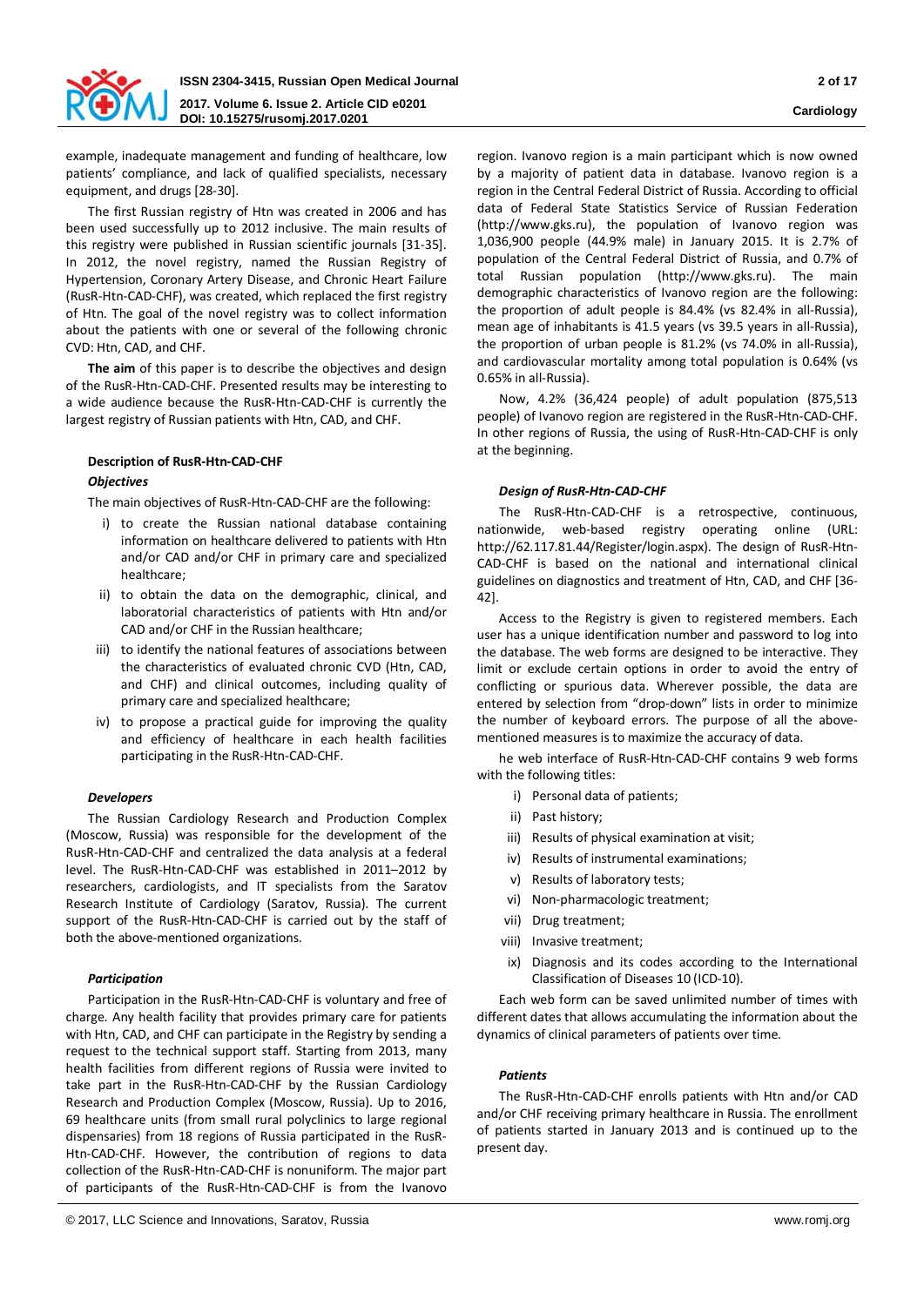example, inadequate management and funding of healthcare, low patients' compliance, and lack of qualified specialists, necessary equipment, and drugs [28-30].

The first Russian registry of Htn was created in 2006 and has been used successfully up to 2012 inclusive. The main results of this registry were published in Russian scientific journals [31-35]. In 2012, the novel registry, named the Russian Registry of Hypertension, Coronary Artery Disease, and Chronic Heart Failure (RusR-Htn-CAD-CHF), was created, which replaced the first registry of Htn. The goal of the novel registry was to collect information about the patients with one or several of the following chronic CVD: Htn, CAD, and CHF.

**The aim** of this paper is to describe the objectives and design of the RusR-Htn-CAD-CHF. Presented results may be interesting to a wide audience because the RusR-Htn-CAD-CHF is currently the largest registry of Russian patients with Htn, CAD, and CHF.

## Description of RusR-Htn-CAD-CHF

### *Objectives*

The main objectives of RusR-Htn-CAD-CHF are the following:

i) to create the Russian national database containing information on healthcare delivered to patients with Htn and/or CAD and/or CHF in primary care and specialized healthcare;
ii) to obtain the data on the demographic, clinical, and laboratorial characteristics of patients with Htn and/or CAD and/or CHF in the Russian healthcare;
iii) to identify the national features of associations between the characteristics of evaluated chronic CVD (Htn, CAD, and CHF) and clinical outcomes, including quality of primary care and specialized healthcare;
iv) to propose a practical guide for improving the quality and efficiency of healthcare in each health facilities participating in the RusR-Htn-CAD-CHF.

### *Developers*

The Russian Cardiology Research and Production Complex (Moscow, Russia) was responsible for the development of the RusR-Htn-CAD-CHF and centralized the data analysis at a federal level. The RusR-Htn-CAD-CHF was established in 2011–2012 by researchers, cardiologists, and IT specialists from the Saratov Research Institute of Cardiology (Saratov, Russia). The current support of the RusR-Htn-CAD-CHF is carried out by the staff of both the above-mentioned organizations.

### *Participation*

Participation in the RusR-Htn-CAD-CHF is voluntary and free of charge. Any health facility that provides primary care for patients with Htn, CAD, and CHF can participate in the Registry by sending a request to the technical support staff. Starting from 2013, many health facilities from different regions of Russia were invited to take part in the RusR-Htn-CAD-CHF by the Russian Cardiology Research and Production Complex (Moscow, Russia). Up to 2016, 69 healthcare units (from small rural polyclinics to large regional dispensaries) from 18 regions of Russia participated in the RusR-Htn-CAD-CHF. However, the contribution of regions to data collection of the RusR-Htn-CAD-CHF is nonuniform. The major part of participants of the RusR-Htn-CAD-CHF is from the Ivanovo region. Ivanovo region is a main participant which is now owned by a majority of patient data in database. Ivanovo region is a region in the Central Federal District of Russia. According to official data of Federal State Statistics Service of Russian Federation (http://www.gks.ru), the population of Ivanovo region was 1,036,900 people (44.9% male) in January 2015. It is 2.7% of population of the Central Federal District of Russia, and 0.7% of total Russian population (http://www.gks.ru). The main demographic characteristics of Ivanovo region are the following: the proportion of adult people is 84.4% (vs 82.4% in all-Russia), mean age of inhabitants is 41.5 years (vs 39.5 years in all-Russia), the proportion of urban people is 81.2% (vs 74.0% in all-Russia), and cardiovascular mortality among total population is 0.64% (vs 0.65% in all-Russia).

Now, 4.2% (36,424 people) of adult population (875,513 people) of Ivanovo region are registered in the RusR-Htn-CAD-CHF. In other regions of Russia, the using of RusR-Htn-CAD-CHF is only at the beginning.

### *Design of RusR-Htn-CAD-CHF*

The RusR-Htn-CAD-CHF is a retrospective, continuous, nationwide, web-based registry operating online (URL: http://62.117.81.44/Register/login.aspx). The design of RusR-Htn-CAD-CHF is based on the national and international clinical guidelines on diagnostics and treatment of Htn, CAD, and CHF [36-42].

Access to the Registry is given to registered members. Each user has a unique identification number and password to log into the database. The web forms are designed to be interactive. They limit or exclude certain options in order to avoid the entry of conflicting or spurious data. Wherever possible, the data are entered by selection from "drop-down" lists in order to minimize the number of keyboard errors. The purpose of all the above-mentioned measures is to maximize the accuracy of data.

he web interface of RusR-Htn-CAD-CHF contains 9 web forms with the following titles:

i) Personal data of patients;
ii) Past history;
iii) Results of physical examination at visit;
iv) Results of instrumental examinations;
v) Results of laboratory tests;
vi) Non-pharmacologic treatment;
vii) Drug treatment;
viii) Invasive treatment;
ix) Diagnosis and its codes according to the International Classification of Diseases 10 (ICD-10).

Each web form can be saved unlimited number of times with different dates that allows accumulating the information about the dynamics of clinical parameters of patients over time.

### *Patients*

The RusR-Htn-CAD-CHF enrolls patients with Htn and/or CAD and/or CHF receiving primary healthcare in Russia. The enrollment of patients started in January 2013 and is continued up to the present day.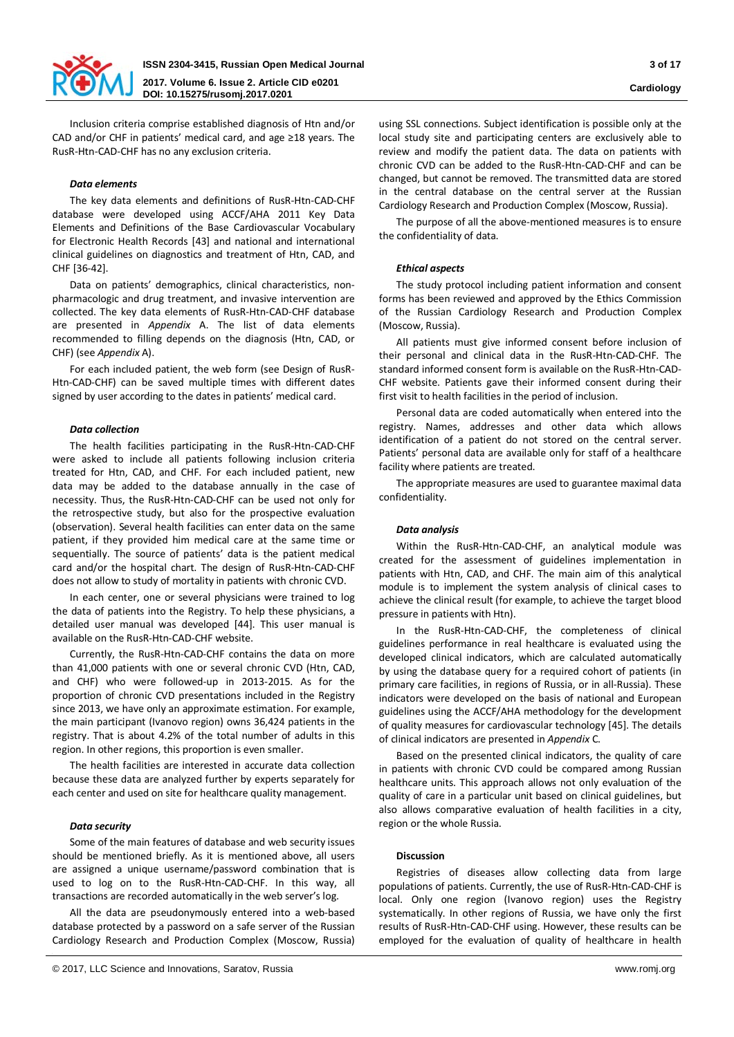Inclusion criteria comprise established diagnosis of Htn and/or CAD and/or CHF in patients' medical card, and age ≥18 years. The RusR-Htn-CAD-CHF has no any exclusion criteria.

### *Data elements*

The key data elements and definitions of RusR-Htn-CAD-CHF database were developed using ACCF/AHA 2011 Key Data Elements and Definitions of the Base Cardiovascular Vocabulary for Electronic Health Records [43] and national and international clinical guidelines on diagnostics and treatment of Htn, CAD, and CHF [36-42].

Data on patients' demographics, clinical characteristics, non-pharmacologic and drug treatment, and invasive intervention are collected. The key data elements of RusR-Htn-CAD-CHF database are presented in *Appendix* A. The list of data elements recommended to filling depends on the diagnosis (Htn, CAD, or CHF) (see *Appendix* A).

For each included patient, the web form (see Design of RusR-Htn-CAD-CHF) can be saved multiple times with different dates signed by user according to the dates in patients' medical card.

### *Data collection*

The health facilities participating in the RusR-Htn-CAD-CHF were asked to include all patients following inclusion criteria treated for Htn, CAD, and CHF. For each included patient, new data may be added to the database annually in the case of necessity. Thus, the RusR-Htn-CAD-CHF can be used not only for the retrospective study, but also for the prospective evaluation (observation). Several health facilities can enter data on the same patient, if they provided him medical care at the same time or sequentially. The source of patients' data is the patient medical card and/or the hospital chart. The design of RusR-Htn-CAD-CHF does not allow to study of mortality in patients with chronic CVD.

In each center, one or several physicians were trained to log the data of patients into the Registry. To help these physicians, a detailed user manual was developed [44]. This user manual is available on the RusR-Htn-CAD-CHF website.

Currently, the RusR-Htn-CAD-CHF contains the data on more than 41,000 patients with one or several chronic CVD (Htn, CAD, and CHF) who were followed-up in 2013-2015. As for the proportion of chronic CVD presentations included in the Registry since 2013, we have only an approximate estimation. For example, the main participant (Ivanovo region) owns 36,424 patients in the registry. That is about 4.2% of the total number of adults in this region. In other regions, this proportion is even smaller.

The health facilities are interested in accurate data collection because these data are analyzed further by experts separately for each center and used on site for healthcare quality management.

### *Data security*

Some of the main features of database and web security issues should be mentioned briefly. As it is mentioned above, all users are assigned a unique username/password combination that is used to log on to the RusR-Htn-CAD-CHF. In this way, all transactions are recorded automatically in the web server's log.

All the data are pseudonymously entered into a web-based database protected by a password on a safe server of the Russian Cardiology Research and Production Complex (Moscow, Russia) using SSL connections. Subject identification is possible only at the local study site and participating centers are exclusively able to review and modify the patient data. The data on patients with chronic CVD can be added to the RusR-Htn-CAD-CHF and can be changed, but cannot be removed. The transmitted data are stored in the central database on the central server at the Russian Cardiology Research and Production Complex (Moscow, Russia).

The purpose of all the above-mentioned measures is to ensure the confidentiality of data.

### *Ethical aspects*

The study protocol including patient information and consent forms has been reviewed and approved by the Ethics Commission of the Russian Cardiology Research and Production Complex (Moscow, Russia).

All patients must give informed consent before inclusion of their personal and clinical data in the RusR-Htn-CAD-CHF. The standard informed consent form is available on the RusR-Htn-CAD-CHF website. Patients gave their informed consent during their first visit to health facilities in the period of inclusion.

Personal data are coded automatically when entered into the registry. Names, addresses and other data which allows identification of a patient do not stored on the central server. Patients' personal data are available only for staff of a healthcare facility where patients are treated.

The appropriate measures are used to guarantee maximal data confidentiality.

### *Data analysis*

Within the RusR-Htn-CAD-CHF, an analytical module was created for the assessment of guidelines implementation in patients with Htn, CAD, and CHF. The main aim of this analytical module is to implement the system analysis of clinical cases to achieve the clinical result (for example, to achieve the target blood pressure in patients with Htn).

In the RusR-Htn-CAD-CHF, the completeness of clinical guidelines performance in real healthcare is evaluated using the developed clinical indicators, which are calculated automatically by using the database query for a required cohort of patients (in primary care facilities, in regions of Russia, or in all-Russia). These indicators were developed on the basis of national and European guidelines using the ACCF/AHA methodology for the development of quality measures for cardiovascular technology [45]. The details of clinical indicators are presented in *Appendix* C.

Based on the presented clinical indicators, the quality of care in patients with chronic CVD could be compared among Russian healthcare units. This approach allows not only evaluation of the quality of care in a particular unit based on clinical guidelines, but also allows comparative evaluation of health facilities in a city, region or the whole Russia.

## Discussion

Registries of diseases allow collecting data from large populations of patients. Currently, the use of RusR-Htn-CAD-CHF is local. Only one region (Ivanovo region) uses the Registry systematically. In other regions of Russia, we have only the first results of RusR-Htn-CAD-CHF using. However, these results can be employed for the evaluation of quality of healthcare in health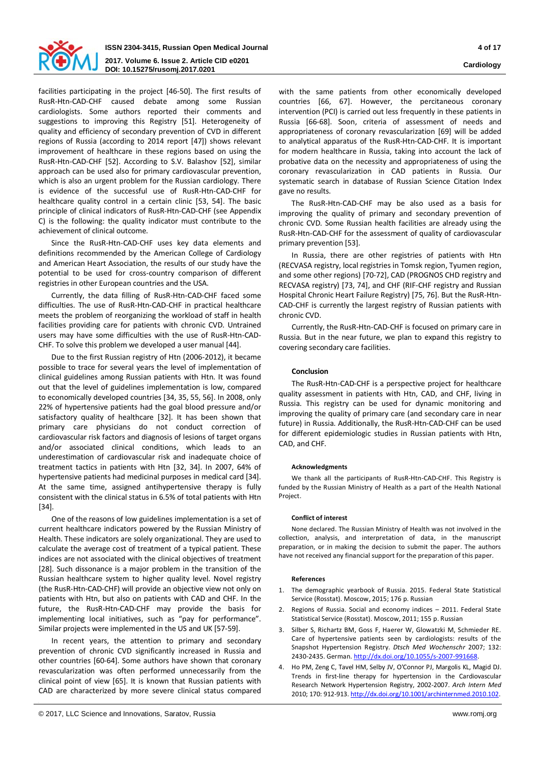facilities participating in the project [46-50]. The first results of RusR-Htn-CAD-CHF caused debate among some Russian cardiologists. Some authors reported their comments and suggestions to improving this Registry [51]. Heterogeneity of quality and efficiency of secondary prevention of CVD in different regions of Russia (according to 2014 report [47]) shows relevant improvement of healthcare in these regions based on using the RusR-Htn-CAD-CHF [52]. According to S.V. Balashov [52], similar approach can be used also for primary cardiovascular prevention, which is also an urgent problem for the Russian cardiology. There is evidence of the successful use of RusR-Htn-CAD-CHF for healthcare quality control in a certain clinic [53, 54]. The basic principle of clinical indicators of RusR-Htn-CAD-CHF (see Appendix C) is the following: the quality indicator must contribute to the achievement of clinical outcome.

Since the RusR-Htn-CAD-CHF uses key data elements and definitions recommended by the American College of Cardiology and American Heart Association, the results of our study have the potential to be used for cross-country comparison of different registries in other European countries and the USA.

Currently, the data filling of RusR-Htn-CAD-CHF faced some difficulties. The use of RusR-Htn-CAD-CHF in practical healthcare meets the problem of reorganizing the workload of staff in health facilities providing care for patients with chronic CVD. Untrained users may have some difficulties with the use of RusR-Htn-CAD-CHF. To solve this problem we developed a user manual [44].

Due to the first Russian registry of Htn (2006-2012), it became possible to trace for several years the level of implementation of clinical guidelines among Russian patients with Htn. It was found out that the level of guidelines implementation is low, compared to economically developed countries [34, 35, 55, 56]. In 2008, only 22% of hypertensive patients had the goal blood pressure and/or satisfactory quality of healthcare [32]. It has been shown that primary care physicians do not conduct correction of cardiovascular risk factors and diagnosis of lesions of target organs and/or associated clinical conditions, which leads to an underestimation of cardiovascular risk and inadequate choice of treatment tactics in patients with Htn [32, 34]. In 2007, 64% of hypertensive patients had medicinal purposes in medical card [34]. At the same time, assigned antihypertensive therapy is fully consistent with the clinical status in 6.5% of total patients with Htn [34].

One of the reasons of low guidelines implementation is a set of current healthcare indicators powered by the Russian Ministry of Health. These indicators are solely organizational. They are used to calculate the average cost of treatment of a typical patient. These indices are not associated with the clinical objectives of treatment [28]. Such dissonance is a major problem in the transition of the Russian healthcare system to higher quality level. Novel registry (the RusR-Htn-CAD-CHF) will provide an objective view not only on patients with Htn, but also on patients with CAD and CHF. In the future, the RusR-Htn-CAD-CHF may provide the basis for implementing local initiatives, such as "pay for performance". Similar projects were implemented in the US and UK [57-59].

In recent years, the attention to primary and secondary prevention of chronic CVD significantly increased in Russia and other countries [60-64]. Some authors have shown that coronary revascularization was often performed unnecessarily from the clinical point of view [65]. It is known that Russian patients with CAD are characterized by more severe clinical status compared with the same patients from other economically developed countries [66, 67]. However, the percitaneous coronary intervention (PCI) is carried out less frequently in these patients in Russia [66-68]. Soon, criteria of assessment of needs and appropriateness of coronary revascularization [69] will be added to analytical apparatus of the RusR-Htn-CAD-CHF. It is important for modern healthcare in Russia, taking into account the lack of probative data on the necessity and appropriateness of using the coronary revascularization in CAD patients in Russia. Our systematic search in database of Russian Science Citation Index gave no results.

The RusR-Htn-CAD-CHF may be also used as a basis for improving the quality of primary and secondary prevention of chronic CVD. Some Russian health facilities are already using the RusR-Htn-CAD-CHF for the assessment of quality of cardiovascular primary prevention [53].

In Russia, there are other registries of patients with Htn (RECVASA registry, local registries in Tomsk region, Tyumen region, and some other regions) [70-72], CAD (PROGNOS CHD registry and RECVASA registry) [73, 74], and CHF (RIF-CHF registry and Russian Hospital Chronic Heart Failure Registry) [75, 76]. But the RusR-Htn-CAD-CHF is currently the largest registry of Russian patients with chronic CVD.

Currently, the RusR-Htn-CAD-CHF is focused on primary care in Russia. But in the near future, we plan to expand this registry to covering secondary care facilities.

## Conclusion

The RusR-Htn-CAD-CHF is a perspective project for healthcare quality assessment in patients with Htn, CAD, and CHF, living in Russia. This registry can be used for dynamic monitoring and improving the quality of primary care (and secondary care in near future) in Russia. Additionally, the RusR-Htn-CAD-CHF can be used for different epidemiologic studies in Russian patients with Htn, CAD, and CHF.

### Acknowledgments

We thank all the participants of RusR-Htn-CAD-CHF. This Registry is funded by the Russian Ministry of Health as a part of the Health National Project.

### Conflict of interest

None declared. The Russian Ministry of Health was not involved in the collection, analysis, and interpretation of data, in the manuscript preparation, or in making the decision to submit the paper. The authors have not received any financial support for the preparation of this paper.

### References

1. The demographic yearbook of Russia. 2015. Federal State Statistical Service (Rosstat). Moscow, 2015; 176 p. Russian
2. Regions of Russia. Social and economy indices – 2011. Federal State Statistical Service (Rosstat). Moscow, 2011; 155 p. Russian
3. Silber S, Richartz BM, Goss F, Haerer W, Glowatzki M, Schmieder RE. Care of hypertensive patients seen by cardiologists: results of the Snapshot Hypertension Registry. *Dtsch Med Wochenschr* 2007; 132: 2430-2435. German. http://dx.doi.org/10.1055/s-2007-991668.
4. Ho PM, Zeng C, Tavel HM, Selby JV, O'Connor PJ, Margolis KL, Magid DJ. Trends in first-line therapy for hypertension in the Cardiovascular Research Network Hypertension Registry, 2002-2007. *Arch Intern Med* 2010; 170: 912-913. http://dx.doi.org/10.1001/archinternmed.2010.102.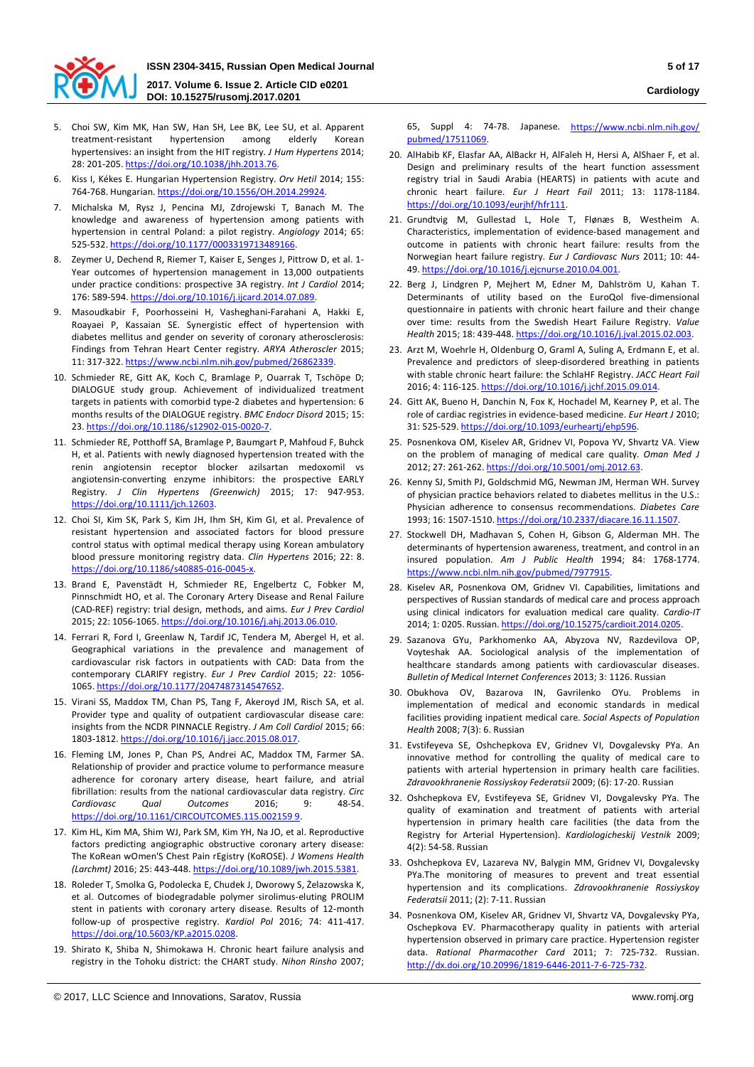5. Choi SW, Kim MK, Han SW, Han SH, Lee BK, Lee SU, et al. Apparent treatment-resistant hypertension among elderly Korean hypertensives: an insight from the HIT registry. *J Hum Hypertens* 2014; 28: 201-205. https://doi.org/10.1038/jhh.2013.76.
6. Kiss I, Kékes E. Hungarian Hypertension Registry. *Orv Hetil* 2014; 155: 764-768. Hungarian. https://doi.org/10.1556/OH.2014.29924.
7. Michalska M, Rysz J, Pencina MJ, Zdrojewski T, Banach M. The knowledge and awareness of hypertension among patients with hypertension in central Poland: a pilot registry. *Angiology* 2014; 65: 525-532. https://doi.org/10.1177/0003319713489166.
8. Zeymer U, Dechend R, Riemer T, Kaiser E, Senges J, Pittrow D, et al. 1-Year outcomes of hypertension management in 13,000 outpatients under practice conditions: prospective 3A registry. *Int J Cardiol* 2014; 176: 589-594. https://doi.org/10.1016/j.ijcard.2014.07.089.
9. Masoudkabir F, Poorhosseini H, Vasheghani-Farahani A, Hakki E, Roayaei P, Kassaian SE. Synergistic effect of hypertension with diabetes mellitus and gender on severity of coronary atherosclerosis: Findings from Tehran Heart Center registry. *ARYA Atheroscler* 2015; 11: 317-322. https://www.ncbi.nlm.nih.gov/pubmed/26862339.
10. Schmieder RE, Gitt AK, Koch C, Bramlage P, Ouarrak T, Tschöpe D; DIALOGUE study group. Achievement of individualized treatment targets in patients with comorbid type-2 diabetes and hypertension: 6 months results of the DIALOGUE registry. *BMC Endocr Disord* 2015; 15: 23. https://doi.org/10.1186/s12902-015-0020-7.
11. Schmieder RE, Potthoff SA, Bramlage P, Baumgart P, Mahfoud F, Buhck H, et al. Patients with newly diagnosed hypertension treated with the renin angiotensin receptor blocker azilsartan medoxomil vs angiotensin-converting enzyme inhibitors: the prospective EARLY Registry. *J Clin Hypertens (Greenwich)* 2015; 17: 947-953. https://doi.org/10.1111/jch.12603.
12. Choi SI, Kim SK, Park S, Kim JH, Ihm SH, Kim GI, et al. Prevalence of resistant hypertension and associated factors for blood pressure control status with optimal medical therapy using Korean ambulatory blood pressure monitoring registry data. *Clin Hypertens* 2016; 22: 8. https://doi.org/10.1186/s40885-016-0045-x.
13. Brand E, Pavenstädt H, Schmieder RE, Engelbertz C, Fobker M, Pinnschmidt HO, et al. The Coronary Artery Disease and Renal Failure (CAD-REF) registry: trial design, methods, and aims. *Eur J Prev Cardiol* 2015; 22: 1056-1065. https://doi.org/10.1016/j.ahj.2013.06.010.
14. Ferrari R, Ford I, Greenlaw N, Tardif JC, Tendera M, Abergel H, et al. Geographical variations in the prevalence and management of cardiovascular risk factors in outpatients with CAD: Data from the contemporary CLARIFY registry. *Eur J Prev Cardiol* 2015; 22: 1056-1065. https://doi.org/10.1177/2047487314547652.
15. Virani SS, Maddox TM, Chan PS, Tang F, Akeroyd JM, Risch SA, et al. Provider type and quality of outpatient cardiovascular disease care: insights from the NCDR PINNACLE Registry. *J Am Coll Cardiol* 2015; 66: 1803-1812. https://doi.org/10.1016/j.jacc.2015.08.017.
16. Fleming LM, Jones P, Chan PS, Andrei AC, Maddox TM, Farmer SA. Relationship of provider and practice volume to performance measure adherence for coronary artery disease, heart failure, and atrial fibrillation: results from the national cardiovascular data registry. *Circ Cardiovasc Qual Outcomes* 2016; 9: 48-54. https://doi.org/10.1161/CIRCOUTCOMES.115.002159 9.
17. Kim HL, Kim MA, Shim WJ, Park SM, Kim YH, Na JO, et al. Reproductive factors predicting angiographic obstructive coronary artery disease: The KoRean wOmen'S Chest Pain rEgistry (KoROSE). *J Womens Health (Larchmt)* 2016; 25: 443-448. https://doi.org/10.1089/jwh.2015.5381.
18. Roleder T, Smolka G, Podolecka E, Chudek J, Dworowy S, Żelazowska K, et al. Outcomes of biodegradable polymer sirolimus-eluting PROLIM stent in patients with coronary artery disease. Results of 12-month follow-up of prospective registry. *Kardiol Pol* 2016; 74: 411-417. https://doi.org/10.5603/KP.a2015.0208.
19. Shirato K, Shiba N, Shimokawa H. Chronic heart failure analysis and registry in the Tohoku district: the CHART study. *Nihon Rinsho* 2007; 65, Suppl 4: 74-78. Japanese. https://www.ncbi.nlm.nih.gov/pubmed/17511069.
20. AlHabib KF, Elasfar AA, AlBackr H, AlFaleh H, Hersi A, AlShaer F, et al. Design and preliminary results of the heart function assessment registry trial in Saudi Arabia (HEARTS) in patients with acute and chronic heart failure. *Eur J Heart Fail* 2011; 13: 1178-1184. https://doi.org/10.1093/eurjhf/hfr111.
21. Grundtvig M, Gullestad L, Hole T, Flønæs B, Westheim A. Characteristics, implementation of evidence-based management and outcome in patients with chronic heart failure: results from the Norwegian heart failure registry. *Eur J Cardiovasc Nurs* 2011; 10: 44-49. https://doi.org/10.1016/j.ejcnurse.2010.04.001.
22. Berg J, Lindgren P, Mejhert M, Edner M, Dahlström U, Kahan T. Determinants of utility based on the EuroQol five-dimensional questionnaire in patients with chronic heart failure and their change over time: results from the Swedish Heart Failure Registry. *Value Health* 2015; 18: 439-448. https://doi.org/10.1016/j.jval.2015.02.003.
23. Arzt M, Woehrle H, Oldenburg O, Graml A, Suling A, Erdmann E, et al. Prevalence and predictors of sleep-disordered breathing in patients with stable chronic heart failure: the SchlaHF Registry. *JACC Heart Fail* 2016; 4: 116-125. https://doi.org/10.1016/j.jchf.2015.09.014.
24. Gitt AK, Bueno H, Danchin N, Fox K, Hochadel M, Kearney P, et al. The role of cardiac registries in evidence-based medicine. *Eur Heart J* 2010; 31: 525-529. https://doi.org/10.1093/eurheartj/ehp596.
25. Posnenkova OM, Kiselev AR, Gridnev VI, Popova YV, Shvartz VA. View on the problem of managing of medical care quality. *Oman Med J* 2012; 27: 261-262. https://doi.org/10.5001/omj.2012.63.
26. Kenny SJ, Smith PJ, Goldschmid MG, Newman JM, Herman WH. Survey of physician practice behaviors related to diabetes mellitus in the U.S.: Physician adherence to consensus recommendations. *Diabetes Care* 1993; 16: 1507-1510. https://doi.org/10.2337/diacare.16.11.1507.
27. Stockwell DH, Madhavan S, Cohen H, Gibson G, Alderman MH. The determinants of hypertension awareness, treatment, and control in an insured population. *Am J Public Health* 1994; 84: 1768-1774. https://www.ncbi.nlm.nih.gov/pubmed/7977915.
28. Kiselev AR, Posnenkova OM, Gridnev VI. Capabilities, limitations and perspectives of Russian standards of medical care and process approach using clinical indicators for evaluation medical care quality. *Cardio-IT* 2014; 1: 0205. Russian. https://doi.org/10.15275/cardioit.2014.0205.
29. Sazanova GYu, Parkhomenko AA, Abyzova NV, Razdevilova OP, Voyteshak AA. Sociological analysis of the implementation of healthcare standards among patients with cardiovascular diseases. *Bulletin of Medical Internet Conferences* 2013; 3: 1126. Russian
30. Obukhova OV, Bazarova IN, Gavrilenko OYu. Problems in implementation of medical and economic standards in medical facilities providing inpatient medical care. *Social Aspects of Population Health* 2008; 7(3): 6. Russian
31. Evstifeyeva SE, Oshchepkova EV, Gridnev VI, Dovgalevsky PYa. An innovative method for controlling the quality of medical care to patients with arterial hypertension in primary health care facilities. *Zdravookhranenie Rossiyskoy Federatsii* 2009; (6): 17-20. Russian
32. Oshchepkova EV, Evstifeyeva SE, Gridnev VI, Dovgalevsky PYa. The quality of examination and treatment of patients with arterial hypertension in primary health care facilities (the data from the Registry for Arterial Hypertension). *Kardiologicheskij Vestnik* 2009; 4(2): 54-58. Russian
33. Oshchepkova EV, Lazareva NV, Balygin MM, Gridnev VI, Dovgalevsky PYa.The monitoring of measures to prevent and treat essential hypertension and its complications. *Zdravookhranenie Rossiyskoy Federatsii* 2011; (2): 7-11. Russian
34. Posnenkova OM, Kiselev AR, Gridnev VI, Shvartz VA, Dovgalevsky PYa, Oschepkova EV. Pharmacotherapy quality in patients with arterial hypertension observed in primary care practice. Hypertension register data. *Rational Pharmacother Card* 2011; 7: 725-732. Russian. http://dx.doi.org/10.20996/1819-6446-2011-7-6-725-732.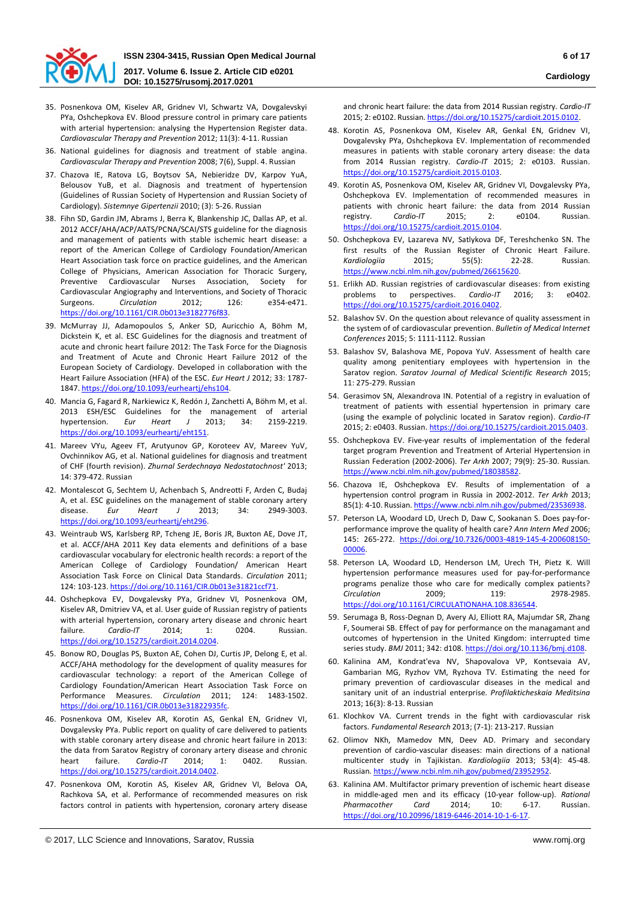35. Posnenkova OM, Kiselev AR, Gridnev VI, Schwartz VA, Dovgalevskyi PYa, Oshchepkova EV. Blood pressure control in primary care patients with arterial hypertension: analysing the Hypertension Register data. *Cardiovascular Therapy and Prevention* 2012; 11(3): 4-11. Russian

36. National guidelines for diagnosis and treatment of stable angina. *Cardiovascular Therapy and Prevention* 2008; 7(6), Suppl. 4. Russian

37. Chazova IE, Ratova LG, Boytsov SA, Nebieridze DV, Karpov YuA, Belousov YuB, et al. Diagnosis and treatment of hypertension (Guidelines of Russian Society of Hypertension and Russian Society of Cardiology). *Sistemnye Gipertenzii* 2010; (3): 5-26. Russian

38. Fihn SD, Gardin JM, Abrams J, Berra K, Blankenship JC, Dallas AP, et al. 2012 ACCF/AHA/ACP/AATS/PCNA/SCAI/STS guideline for the diagnosis and management of patients with stable ischemic heart disease: a report of the American College of Cardiology Foundation/American Heart Association task force on practice guidelines, and the American College of Physicians, American Association for Thoracic Surgery, Preventive Cardiovascular Nurses Association, Society for Cardiovascular Angiography and Interventions, and Society of Thoracic Surgeons. *Circulation* 2012; 126: e354-e471. https://doi.org/10.1161/CIR.0b013e3182776f83.

39. McMurray JJ, Adamopoulos S, Anker SD, Auricchio A, Böhm M, Dickstein K, et al. ESC Guidelines for the diagnosis and treatment of acute and chronic heart failure 2012: The Task Force for the Diagnosis and Treatment of Acute and Chronic Heart Failure 2012 of the European Society of Cardiology. Developed in collaboration with the Heart Failure Association (HFA) of the ESC. *Eur Heart J* 2012; 33: 1787-1847. https://doi.org/10.1093/eurheartj/ehs104.

40. Mancia G, Fagard R, Narkiewicz K, Redón J, Zanchetti A, Böhm M, et al. 2013 ESH/ESC Guidelines for the management of arterial hypertension. *Eur Heart J* 2013; 34: 2159-2219. https://doi.org/10.1093/eurheartj/eht151.

41. Mareev VYu, Ageev FT, Arutyunov GP, Koroteev AV, Mareev YuV, Ovchinnikov AG, et al. National guidelines for diagnosis and treatment of CHF (fourth revision). *Zhurnal Serdechnaya Nedostatochnost'* 2013; 14: 379-472. Russian

42. Montalescot G, Sechtem U, Achenbach S, Andreotti F, Arden C, Budaj A, et al. ESC guidelines on the management of stable coronary artery disease. *Eur Heart J* 2013; 34: 2949-3003. https://doi.org/10.1093/eurheartj/eht296.

43. Weintraub WS, Karlsberg RP, Tcheng JE, Boris JR, Buxton AE, Dove JT, et al. ACCF/AHA 2011 Key data elements and definitions of a base cardiovascular vocabulary for electronic health records: a report of the American College of Cardiology Foundation/ American Heart Association Task Force on Clinical Data Standards. *Circulation* 2011; 124: 103-123. https://doi.org/10.1161/CIR.0b013e31821ccf71.

44. Oshchepkova EV, Dovgalevsky PYa, Gridnev VI, Posnenkova OM, Kiselev AR, Dmitriev VA, et al. User guide of Russian registry of patients with arterial hypertension, coronary artery disease and chronic heart failure. *Cardio-IT* 2014; 1: 0204. Russian. https://doi.org/10.15275/cardioit.2014.0204.

45. Bonow RO, Douglas PS, Buxton AE, Cohen DJ, Curtis JP, Delong E, et al. ACCF/AHA methodology for the development of quality measures for cardiovascular technology: a report of the American College of Cardiology Foundation/American Heart Association Task Force on Performance Measures. *Circulation* 2011; 124: 1483-1502. https://doi.org/10.1161/CIR.0b013e31822935fc.

46. Posnenkova OM, Kiselev AR, Korotin AS, Genkal EN, Gridnev VI, Dovgalevsky PYa. Public report on quality of care delivered to patients with stable coronary artery disease and chronic heart failure in 2013: the data from Saratov Registry of coronary artery disease and chronic heart failure. *Cardio-IT* 2014; 1: 0402. Russian. https://doi.org/10.15275/cardioit.2014.0402.

47. Posnenkova OM, Korotin AS, Kiselev AR, Gridnev VI, Belova OA, Rachkova SA, et al. Performance of recommended measures on risk factors control in patients with hypertension, coronary artery disease and chronic heart failure: the data from 2014 Russian registry. *Cardio-IT* 2015; 2: e0102. Russian. https://doi.org/10.15275/cardioit.2015.0102.

48. Korotin AS, Posnenkova OM, Kiselev AR, Genkal EN, Gridnev VI, Dovgalevsky PYa, Oshchepkova EV. Implementation of recommended measures in patients with stable coronary artery disease: the data from 2014 Russian registry. *Cardio-IT* 2015; 2: e0103. Russian. https://doi.org/10.15275/cardioit.2015.0103.

49. Korotin AS, Posnenkova OM, Kiselev AR, Gridnev VI, Dovgalevsky PYa, Oshchepkova EV. Implementation of recommended measures in patients with chronic heart failure: the data from 2014 Russian registry. *Cardio-IT* 2015; 2: e0104. Russian. https://doi.org/10.15275/cardioit.2015.0104.

50. Oshchepkova EV, Lazareva NV, Satlykova DF, Tereshchenko SN. The first results of the Russian Register of Chronic Heart Failure. *Kardiologiia* 2015; 55(5): 22-28. Russian. https://www.ncbi.nlm.nih.gov/pubmed/26615620.

51. Erlikh AD. Russian registries of cardiovascular diseases: from existing problems to perspectives. *Cardio-IT* 2016; 3: e0402. https://doi.org/10.15275/cardioit.2016.0402.

52. Balashov SV. On the question about relevance of quality assessment in the system of of cardiovascular prevention. *Bulletin of Medical Internet Conferences* 2015; 5: 1111-1112. Russian

53. Balashov SV, Balashova ME, Popova YuV. Assessment of health care quality among penitentiary employees with hypertension in the Saratov region. *Saratov Journal of Medical Scientific Research* 2015; 11: 275-279. Russian

54. Gerasimov SN, Alexandrova IN. Potential of a registry in evaluation of treatment of patients with essential hypertension in primary care (using the example of polyclinic located in Saratov region). *Cardio-IT* 2015; 2: e0403. Russian. https://doi.org/10.15275/cardioit.2015.0403.

55. Oshchepkova EV. Five-year results of implementation of the federal target program Prevention and Treatment of Arterial Hypertension in Russian Federation (2002-2006). *Ter Arkh* 2007; 79(9): 25-30. Russian. https://www.ncbi.nlm.nih.gov/pubmed/18038582.

56. Chazova IE, Oshchepkova EV. Results of implementation of a hypertension control program in Russia in 2002-2012. *Ter Arkh* 2013; 85(1): 4-10. Russian. https://www.ncbi.nlm.nih.gov/pubmed/23536938.

57. Peterson LA, Woodard LD, Urech D, Daw C, Sookanan S. Does pay-for-performance improve the quality of health care? *Ann Intern Med* 2006; 145: 265-272. https://doi.org/10.7326/0003-4819-145-4-200608150-00006.

58. Peterson LA, Woodard LD, Henderson LM, Urech TH, Pietz K. Will hypertension performance measures used for pay-for-performance programs penalize those who care for medically complex patients? *Circulation* 2009; 119: 2978-2985. https://doi.org/10.1161/CIRCULATIONAHA.108.836544.

59. Serumaga B, Ross-Degnan D, Avery AJ, Elliott RA, Majumdar SR, Zhang F, Soumerai SB. Effect of pay for performance on the managamant and outcomes of hypertension in the United Kingdom: interrupted time series study. *BMJ* 2011; 342: d108. https://doi.org/10.1136/bmj.d108.

60. Kalinina AM, Kondrat'eva NV, Shapovalova VP, Kontsevaia AV, Gambarian MG, Ryzhov VM, Ryzhova TV. Estimating the need for primary prevention of cardiovascular diseases in the medical and sanitary unit of an industrial enterprise. *Profilakticheskaia Meditsina* 2013; 16(3): 8-13. Russian

61. Klochkov VA. Current trends in the fight with cardiovascular risk factors. *Fundamental Research* 2013; (7-1): 213-217. Russian

62. Olimov NKh, Mamedov MN, Deev AD. Primary and secondary prevention of cardio-vascular diseases: main directions of a national multicenter study in Tajikistan. *Kardiologiia* 2013; 53(4): 45-48. Russian. https://www.ncbi.nlm.nih.gov/pubmed/23952952.

63. Kalinina AM. Multifactor primary prevention of ischemic heart disease in middle-aged men and its efficacy (10-year follow-up). *Rational Pharmacother Card* 2014; 10: 6-17. Russian. https://doi.org/10.20996/1819-6446-2014-10-1-6-17.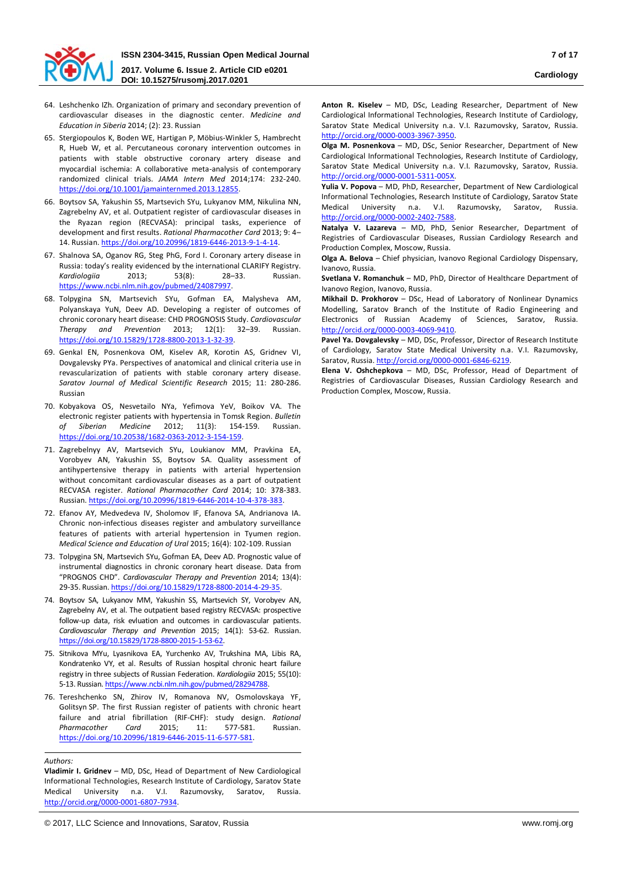64. Leshchenko IZh. Organization of primary and secondary prevention of cardiovascular diseases in the diagnostic center. *Medicine and Education in Siberia* 2014; (2): 23. Russian

65. Stergiopoulos K, Boden WE, Hartigan P, Möbius-Winkler S, Hambrecht R, Hueb W, et al. Percutaneous coronary intervention outcomes in patients with stable obstructive coronary artery disease and myocardial ischemia: A collaborative meta-analysis of contemporary randomized clinical trials. *JAMA Intern Med* 2014;174: 232-240. https://doi.org/10.1001/jamainternmed.2013.12855.

66. Boytsov SA, Yakushin SS, Martsevich SYu, Lukyanov MM, Nikulina NN, Zagrebelny AV, et al. Outpatient register of cardiovascular diseases in the Ryazan region (RECVASA): principal tasks, experience of development and first results. *Rational Pharmacother Card* 2013; 9: 4–14. Russian. https://doi.org/10.20996/1819-6446-2013-9-1-4-14.

67. Shalnova SA, Oganov RG, Steg PhG, Ford I. Coronary artery disease in Russia: today's reality evidenced by the international CLARIFY Registry. *Kardiologiia* 2013; 53(8): 28–33. Russian. https://www.ncbi.nlm.nih.gov/pubmed/24087997.

68. Tolpygina SN, Martsevich SYu, Gofman EA, Malysheva AM, Polyanskaya YuN, Deev AD. Developing a register of outcomes of chronic coronary heart disease: CHD PROGNOSIS Study. *Cardiovascular Therapy and Prevention* 2013; 12(1): 32–39. Russian. https://doi.org/10.15829/1728-8800-2013-1-32-39.

69. Genkal EN, Posnenkova OM, Kiselev AR, Korotin AS, Gridnev VI, Dovgalevsky PYa. Perspectives of anatomical and clinical criteria use in revascularization of patients with stable coronary artery disease. *Saratov Journal of Medical Scientific Research* 2015; 11: 280-286. Russian

70. Kobyakova OS, Nesvetailo NYa, Yefimova YeV, Boikov VA. The electronic register patients with hypertension in Tomsk Region. *Bulletin of Siberian Medicine* 2012; 11(3): 154-159. Russian. https://doi.org/10.20538/1682-0363-2012-3-154-159.

71. Zagrebelnyy AV, Martsevich SYu, Loukianov MM, Pravkina EA, Vorobyev AN, Yakushin SS, Boytsov SA. Quality assessment of antihypertensive therapy in patients with arterial hypertension without concomitant cardiovascular diseases as a part of outpatient RECVASA register. *Rational Pharmacother Card* 2014; 10: 378-383. Russian. https://doi.org/10.20996/1819-6446-2014-10-4-378-383.

72. Efanov AY, Medvedeva IV, Sholomov IF, Efanova SA, Andrianova IA. Chronic non-infectious diseases register and ambulatory surveillance features of patients with arterial hypertension in Tyumen region. *Medical Science and Education of Ural* 2015; 16(4): 102-109. Russian

73. Tolpygina SN, Martsevich SYu, Gofman EA, Deev AD. Prognostic value of instrumental diagnostics in chronic coronary heart disease. Data from "PROGNOS CHD". *Cardiovascular Therapy and Prevention* 2014; 13(4): 29-35. Russian. https://doi.org/10.15829/1728-8800-2014-4-29-35.

74. Boytsov SA, Lukyanov MM, Yakushin SS, Martsevich SY, Vorobyev AN, Zagrebelny AV, et al. The outpatient based registry RECVASA: prospective follow-up data, risk evluation and outcomes in cardiovascular patients. *Cardiovascular Therapy and Prevention* 2015; 14(1): 53-62. Russian. https://doi.org/10.15829/1728-8800-2015-1-53-62.

75. Sitnikova MYu, Lyasnikova EA, Yurchenko AV, Trukshina MA, Libis RA, Kondratenko VY, et al. Results of Russian hospital chronic heart failure registry in three subjects of Russian Federation. *Kardiologiia* 2015; 55(10): 5-13. Russian. https://www.ncbi.nlm.nih.gov/pubmed/28294788.

76. Tereshchenko SN, Zhirov IV, Romanova NV, Osmolovskaya YF, Golitsyn SP. The first Russian register of patients with chronic heart failure and atrial fibrillation (RIF-CHF): study design. *Rational Pharmacother Card* 2015; 11: 577-581. Russian. https://doi.org/10.20996/1819-6446-2015-11-6-577-581.

---

*Authors:*

**Vladimir I. Gridnev** – MD, DSc, Head of Department of New Cardiological Informational Technologies, Research Institute of Cardiology, Saratov State Medical University n.a. V.I. Razumovsky, Saratov, Russia. http://orcid.org/0000-0001-6807-7934.

**Anton R. Kiselev** – MD, DSc, Leading Researcher, Department of New Cardiological Informational Technologies, Research Institute of Cardiology, Saratov State Medical University n.a. V.I. Razumovsky, Saratov, Russia. http://orcid.org/0000-0003-3967-3950.

**Olga M. Posnenkova** – MD, DSc, Senior Researcher, Department of New Cardiological Informational Technologies, Research Institute of Cardiology, Saratov State Medical University n.a. V.I. Razumovsky, Saratov, Russia. http://orcid.org/0000-0001-5311-005X.

**Yulia V. Popova** – MD, PhD, Researcher, Department of New Cardiological Informational Technologies, Research Institute of Cardiology, Saratov State Medical University n.a. V.I. Razumovsky, Saratov, Russia. http://orcid.org/0000-0002-2402-7588.

**Natalya V. Lazareva** – MD, PhD, Senior Researcher, Department of Registries of Cardiovascular Diseases, Russian Cardiology Research and Production Complex, Moscow, Russia.

**Olga A. Belova** – Chief physician, Ivanovo Regional Cardiology Dispensary, Ivanovo, Russia.

**Svetlana V. Romanchuk** – MD, PhD, Director of Healthcare Department of Ivanovo Region, Ivanovo, Russia.

**Mikhail D. Prokhorov** – DSc, Head of Laboratory of Nonlinear Dynamics Modelling, Saratov Branch of the Institute of Radio Engineering and Electronics of Russian Academy of Sciences, Saratov, Russia. http://orcid.org/0000-0003-4069-9410.

**Pavel Ya. Dovgalevsky** – MD, DSc, Professor, Director of Research Institute of Cardiology, Saratov State Medical University n.a. V.I. Razumovsky, Saratov, Russia. http://orcid.org/0000-0001-6846-6219.

**Elena V. Oshchepkova** – MD, DSc, Professor, Head of Department of Registries of Cardiovascular Diseases, Russian Cardiology Research and Production Complex, Moscow, Russia.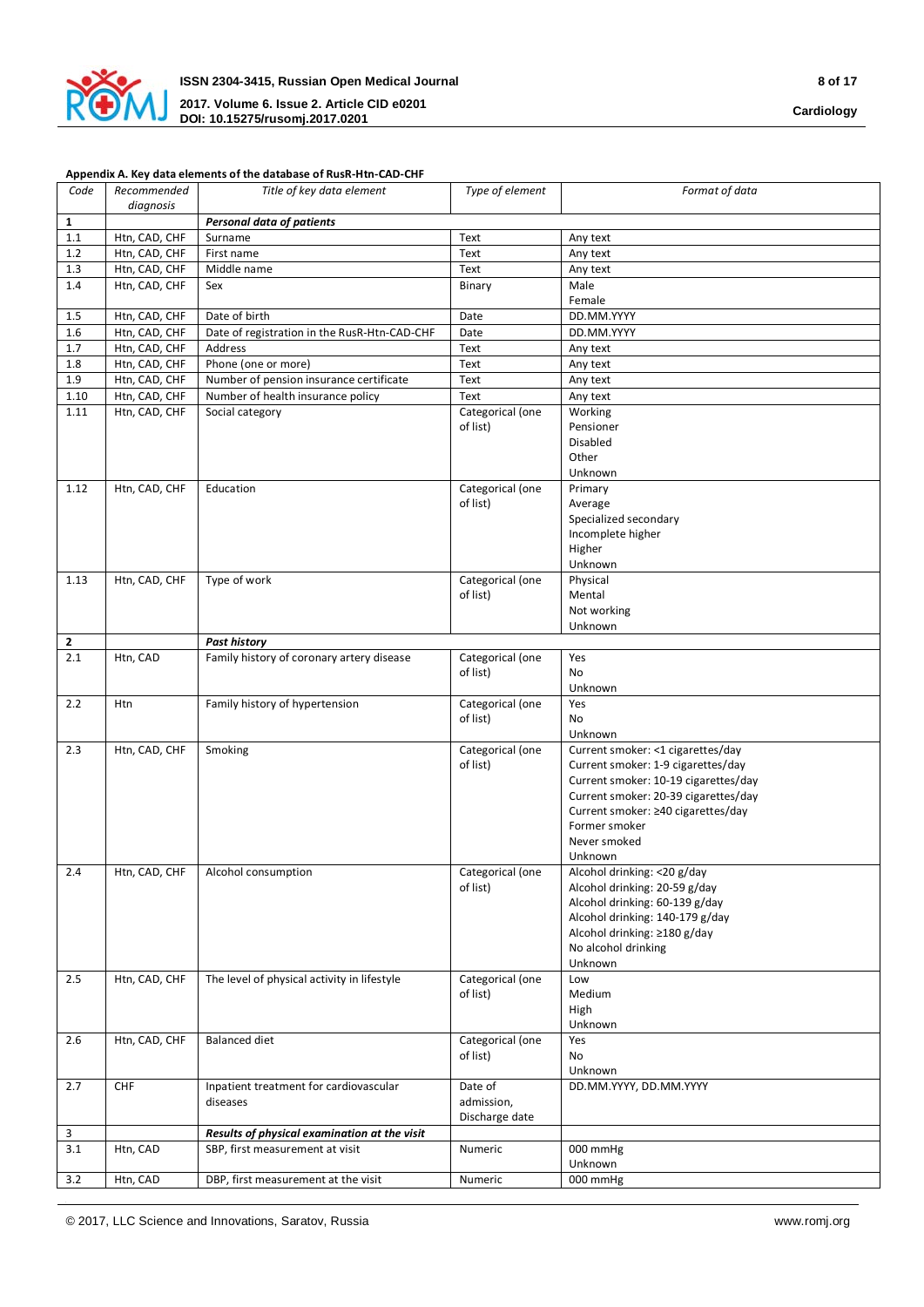**Appendix A. Key data elements of the database of RusR-Htn-CAD-CHF**

| Code | Recommended diagnosis | Title of key data element | Type of element | Format of data |
|---|---|---|---|---|
| **1** | | ***Personal data of patients*** | | |
| 1.1 | Htn, CAD, CHF | Surname | Text | Any text |
| 1.2 | Htn, CAD, CHF | First name | Text | Any text |
| 1.3 | Htn, CAD, CHF | Middle name | Text | Any text |
| 1.4 | Htn, CAD, CHF | Sex | Binary | Male<br>Female |
| 1.5 | Htn, CAD, CHF | Date of birth | Date | DD.MM.YYYY |
| 1.6 | Htn, CAD, CHF | Date of registration in the RusR-Htn-CAD-CHF | Date | DD.MM.YYYY |
| 1.7 | Htn, CAD, CHF | Address | Text | Any text |
| 1.8 | Htn, CAD, CHF | Phone (one or more) | Text | Any text |
| 1.9 | Htn, CAD, CHF | Number of pension insurance certificate | Text | Any text |
| 1.10 | Htn, CAD, CHF | Number of health insurance policy | Text | Any text |
| 1.11 | Htn, CAD, CHF | Social category | Categorical (one of list) | Working<br>Pensioner<br>Disabled<br>Other<br>Unknown |
| 1.12 | Htn, CAD, CHF | Education | Categorical (one of list) | Primary<br>Average<br>Specialized secondary<br>Incomplete higher<br>Higher<br>Unknown |
| 1.13 | Htn, CAD, CHF | Type of work | Categorical (one of list) | Physical<br>Mental<br>Not working<br>Unknown |
| **2** | | ***Past history*** | | |
| 2.1 | Htn, CAD | Family history of coronary artery disease | Categorical (one of list) | Yes<br>No<br>Unknown |
| 2.2 | Htn | Family history of hypertension | Categorical (one of list) | Yes<br>No<br>Unknown |
| 2.3 | Htn, CAD, CHF | Smoking | Categorical (one of list) | Current smoker: <1 cigarettes/day<br>Current smoker: 1-9 cigarettes/day<br>Current smoker: 10-19 cigarettes/day<br>Current smoker: 20-39 cigarettes/day<br>Current smoker: ≥40 cigarettes/day<br>Former smoker<br>Never smoked<br>Unknown |
| 2.4 | Htn, CAD, CHF | Alcohol consumption | Categorical (one of list) | Alcohol drinking: <20 g/day<br>Alcohol drinking: 20-59 g/day<br>Alcohol drinking: 60-139 g/day<br>Alcohol drinking: 140-179 g/day<br>Alcohol drinking: ≥180 g/day<br>No alcohol drinking<br>Unknown |
| 2.5 | Htn, CAD, CHF | The level of physical activity in lifestyle | Categorical (one of list) | Low<br>Medium<br>High<br>Unknown |
| 2.6 | Htn, CAD, CHF | Balanced diet | Categorical (one of list) | Yes<br>No<br>Unknown |
| 2.7 | CHF | Inpatient treatment for cardiovascular diseases | Date of admission, Discharge date | DD.MM.YYYY, DD.MM.YYYY |
| 3 | | ***Results of physical examination at the visit*** | | |
| 3.1 | Htn, CAD | SBP, first measurement at visit | Numeric | 000 mmHg<br>Unknown |
| 3.2 | Htn, CAD | DBP, first measurement at the visit | Numeric | 000 mmHg |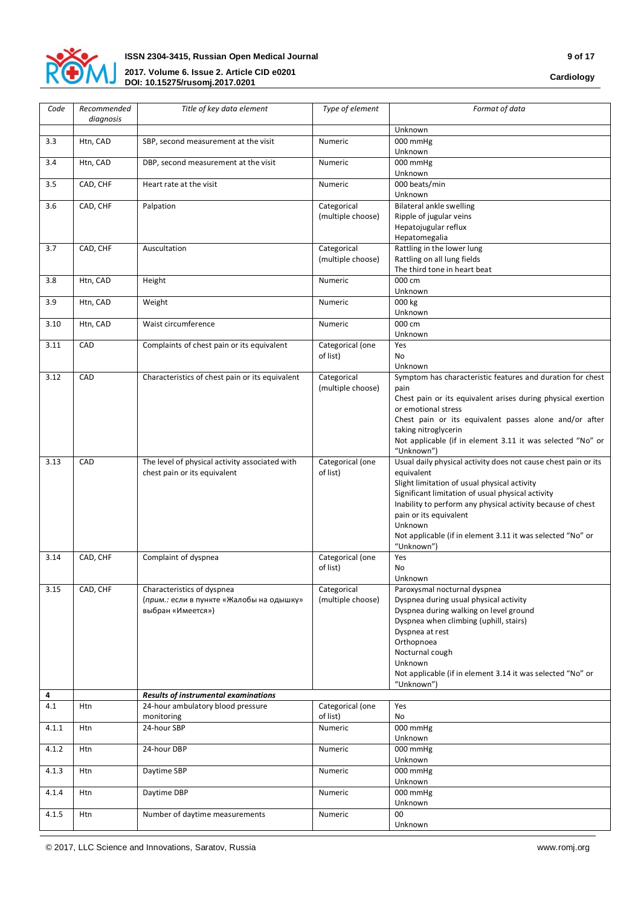| Code | Recommended diagnosis | Title of key data element | Type of element | Format of data |
|---|---|---|---|---|
| | | | | Unknown |
| 3.3 | Htn, CAD | SBP, second measurement at the visit | Numeric | 000 mmHg<br>Unknown |
| 3.4 | Htn, CAD | DBP, second measurement at the visit | Numeric | 000 mmHg<br>Unknown |
| 3.5 | CAD, CHF | Heart rate at the visit | Numeric | 000 beats/min<br>Unknown |
| 3.6 | CAD, CHF | Palpation | Categorical (multiple choose) | Bilateral ankle swelling<br>Ripple of jugular veins<br>Hepatojugular reflux<br>Hepatomegalia |
| 3.7 | CAD, CHF | Auscultation | Categorical (multiple choose) | Rattling in the lower lung<br>Rattling on all lung fields<br>The third tone in heart beat |
| 3.8 | Htn, CAD | Height | Numeric | 000 cm<br>Unknown |
| 3.9 | Htn, CAD | Weight | Numeric | 000 kg<br>Unknown |
| 3.10 | Htn, CAD | Waist circumference | Numeric | 000 cm<br>Unknown |
| 3.11 | CAD | Complaints of chest pain or its equivalent | Categorical (one of list) | Yes<br>No<br>Unknown |
| 3.12 | CAD | Characteristics of chest pain or its equivalent | Categorical (multiple choose) | Symptom has characteristic features and duration for chest pain<br>Chest pain or its equivalent arises during physical exertion or emotional stress<br>Chest pain or its equivalent passes alone and/or after taking nitroglycerin<br>Not applicable (if in element 3.11 it was selected "No" or "Unknown") |
| 3.13 | CAD | The level of physical activity associated with chest pain or its equivalent | Categorical (one of list) | Usual daily physical activity does not cause chest pain or its equivalent<br>Slight limitation of usual physical activity<br>Significant limitation of usual physical activity<br>Inability to perform any physical activity because of chest pain or its equivalent<br>Unknown<br>Not applicable (if in element 3.11 it was selected "No" or "Unknown") |
| 3.14 | CAD, CHF | Complaint of dyspnea | Categorical (one of list) | Yes<br>No<br>Unknown |
| 3.15 | CAD, CHF | Characteristics of dyspnea<br>(*прим.*: если в пункте «Жалобы на одышку» выбран «Имеется») | Categorical (multiple choose) | Paroxysmal nocturnal dyspnea<br>Dyspnea during usual physical activity<br>Dyspnea during walking on level ground<br>Dyspnea when climbing (uphill, stairs)<br>Dyspnea at rest<br>Orthopnoea<br>Nocturnal cough<br>Unknown<br>Not applicable (if in element 3.14 it was selected "No" or "Unknown") |
| **4** | | ***Results of instrumental examinations*** | | |
| 4.1 | Htn | 24-hour ambulatory blood pressure monitoring | Categorical (one of list) | Yes<br>No |
| 4.1.1 | Htn | 24-hour SBP | Numeric | 000 mmHg<br>Unknown |
| 4.1.2 | Htn | 24-hour DBP | Numeric | 000 mmHg<br>Unknown |
| 4.1.3 | Htn | Daytime SBP | Numeric | 000 mmHg<br>Unknown |
| 4.1.4 | Htn | Daytime DBP | Numeric | 000 mmHg<br>Unknown |
| 4.1.5 | Htn | Number of daytime measurements | Numeric | 00<br>Unknown |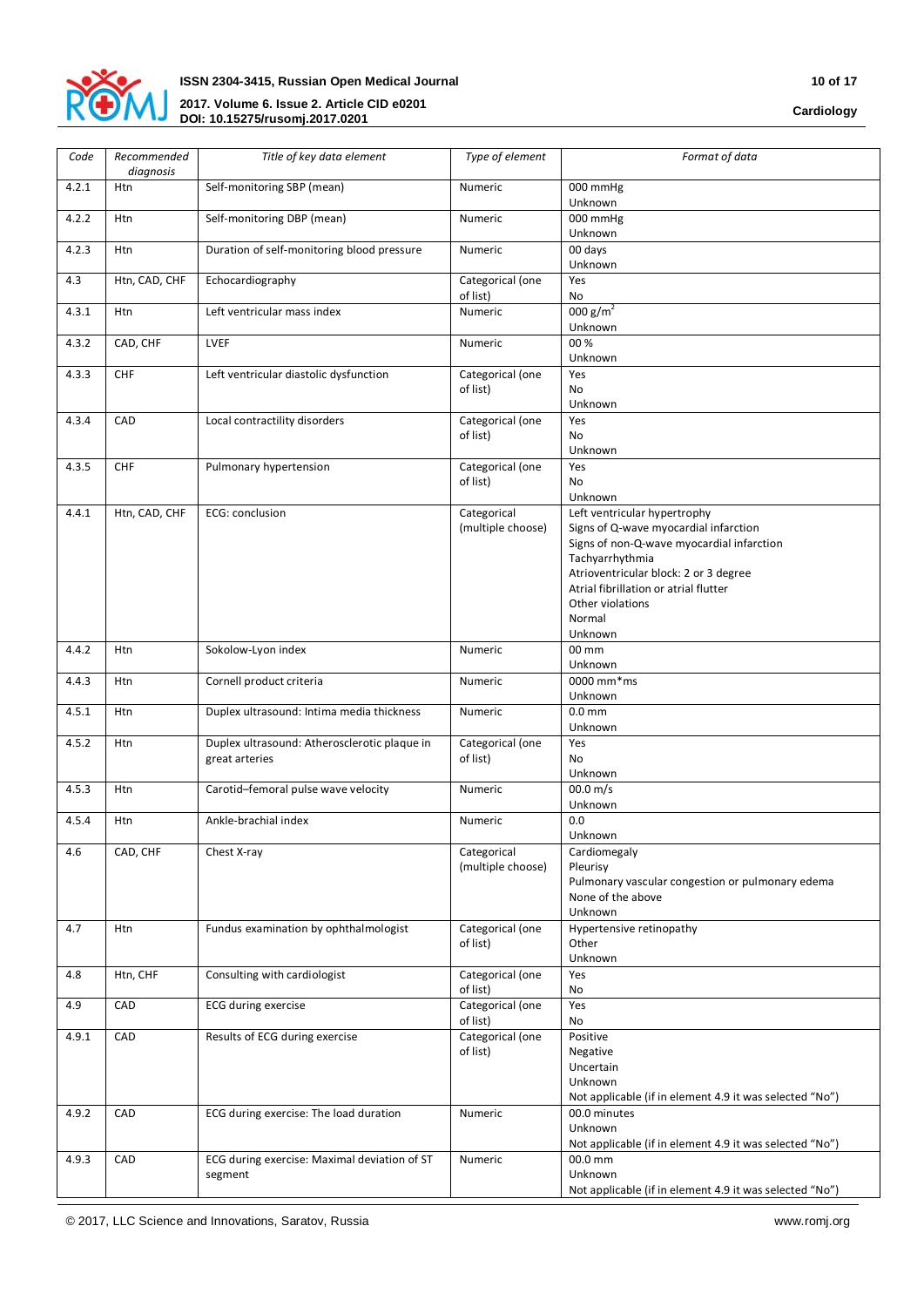| Code | Recommended diagnosis | Title of key data element | Type of element | Format of data |
|---|---|---|---|---|
| 4.2.1 | Htn | Self-monitoring SBP (mean) | Numeric | 000 mmHg<br>Unknown |
| 4.2.2 | Htn | Self-monitoring DBP (mean) | Numeric | 000 mmHg<br>Unknown |
| 4.2.3 | Htn | Duration of self-monitoring blood pressure | Numeric | 00 days<br>Unknown |
| 4.3 | Htn, CAD, CHF | Echocardiography | Categorical (one of list) | Yes<br>No |
| 4.3.1 | Htn | Left ventricular mass index | Numeric | 000 $g/m^2$<br>Unknown |
| 4.3.2 | CAD, CHF | LVEF | Numeric | 00 %<br>Unknown |
| 4.3.3 | CHF | Left ventricular diastolic dysfunction | Categorical (one of list) | Yes<br>No<br>Unknown |
| 4.3.4 | CAD | Local contractility disorders | Categorical (one of list) | Yes<br>No<br>Unknown |
| 4.3.5 | CHF | Pulmonary hypertension | Categorical (one of list) | Yes<br>No<br>Unknown |
| 4.4.1 | Htn, CAD, CHF | ECG: conclusion | Categorical (multiple choose) | Left ventricular hypertrophy<br>Signs of Q-wave myocardial infarction<br>Signs of non-Q-wave myocardial infarction<br>Tachyarrhythmia<br>Atrioventricular block: 2 or 3 degree<br>Atrial fibrillation or atrial flutter<br>Other violations<br>Normal<br>Unknown |
| 4.4.2 | Htn | Sokolow-Lyon index | Numeric | 00 mm<br>Unknown |
| 4.4.3 | Htn | Cornell product criteria | Numeric | 0000 mm*ms<br>Unknown |
| 4.5.1 | Htn | Duplex ultrasound: Intima media thickness | Numeric | 0.0 mm<br>Unknown |
| 4.5.2 | Htn | Duplex ultrasound: Atherosclerotic plaque in great arteries | Categorical (one of list) | Yes<br>No<br>Unknown |
| 4.5.3 | Htn | Carotid–femoral pulse wave velocity | Numeric | 00.0 m/s<br>Unknown |
| 4.5.4 | Htn | Ankle-brachial index | Numeric | 0.0<br>Unknown |
| 4.6 | CAD, CHF | Chest X-ray | Categorical (multiple choose) | Cardiomegaly<br>Pleurisy<br>Pulmonary vascular congestion or pulmonary edema<br>None of the above<br>Unknown |
| 4.7 | Htn | Fundus examination by ophthalmologist | Categorical (one of list) | Hypertensive retinopathy<br>Other<br>Unknown |
| 4.8 | Htn, CHF | Consulting with cardiologist | Categorical (one of list) | Yes<br>No |
| 4.9 | CAD | ECG during exercise | Categorical (one of list) | Yes<br>No |
| 4.9.1 | CAD | Results of ECG during exercise | Categorical (one of list) | Positive<br>Negative<br>Uncertain<br>Unknown<br>Not applicable (if in element 4.9 it was selected "No") |
| 4.9.2 | CAD | ECG during exercise: The load duration | Numeric | 00.0 minutes<br>Unknown<br>Not applicable (if in element 4.9 it was selected "No") |
| 4.9.3 | CAD | ECG during exercise: Maximal deviation of ST segment | Numeric | 00.0 mm<br>Unknown<br>Not applicable (if in element 4.9 it was selected "No") |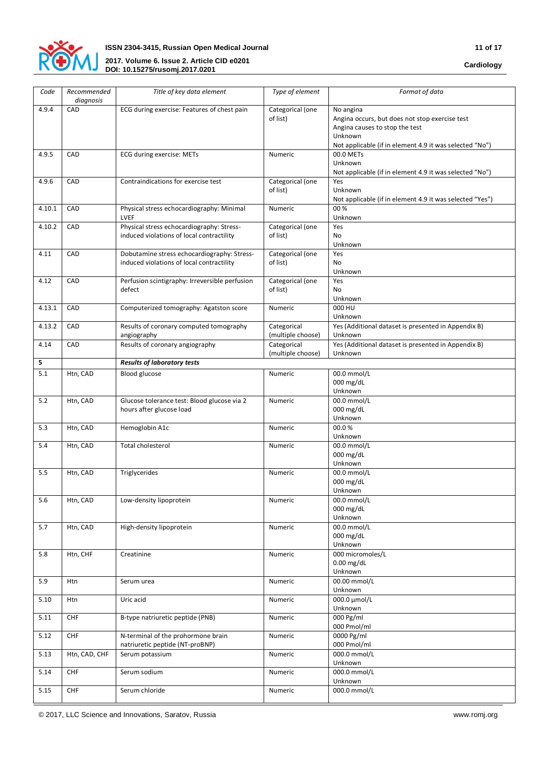| Code | Recommended diagnosis | Title of key data element | Type of element | Format of data |
|---|---|---|---|---|
| 4.9.4 | CAD | ECG during exercise: Features of chest pain | Categorical (one of list) | No angina<br>Angina occurs, but does not stop exercise test<br>Angina causes to stop the test<br>Unknown<br>Not applicable (if in element 4.9 it was selected "No") |
| 4.9.5 | CAD | ECG during exercise: METs | Numeric | 00.0 METs<br>Unknown<br>Not applicable (if in element 4.9 it was selected "No") |
| 4.9.6 | CAD | Contraindications for exercise test | Categorical (one of list) | Yes<br>Unknown<br>Not applicable (if in element 4.9 it was selected "Yes") |
| 4.10.1 | CAD | Physical stress echocardiography: Minimal LVEF | Numeric | 00 %<br>Unknown |
| 4.10.2 | CAD | Physical stress echocardiography: Stress-induced violations of local contractility | Categorical (one of list) | Yes<br>No<br>Unknown |
| 4.11 | CAD | Dobutamine stress echocardiography: Stress-induced violations of local contractility | Categorical (one of list) | Yes<br>No<br>Unknown |
| 4.12 | CAD | Perfusion scintigraphy: Irreversible perfusion defect | Categorical (one of list) | Yes<br>No<br>Unknown |
| 4.13.1 | CAD | Computerized tomography: Agatston score | Numeric | 000 HU<br>Unknown |
| 4.13.2 | CAD | Results of coronary computed tomography angiography | Categorical (multiple choose) | Yes (Additional dataset is presented in Appendix B)<br>Unknown |
| 4.14 | CAD | Results of coronary angiography | Categorical (multiple choose) | Yes (Additional dataset is presented in Appendix B)<br>Unknown |
| **5** | | ***Results of laboratory tests*** | | |
| 5.1 | Htn, CAD | Blood glucose | Numeric | 00.0 mmol/L<br>000 mg/dL<br>Unknown |
| 5.2 | Htn, CAD | Glucose tolerance test: Blood glucose via 2 hours after glucose load | Numeric | 00.0 mmol/L<br>000 mg/dL<br>Unknown |
| 5.3 | Htn, CAD | Hemoglobin A1c | Numeric | 00.0 %<br>Unknown |
| 5.4 | Htn, CAD | Total cholesterol | Numeric | 00.0 mmol/L<br>000 mg/dL<br>Unknown |
| 5.5 | Htn, CAD | Triglycerides | Numeric | 00.0 mmol/L<br>000 mg/dL<br>Unknown |
| 5.6 | Htn, CAD | Low-density lipoprotein | Numeric | 00.0 mmol/L<br>000 mg/dL<br>Unknown |
| 5.7 | Htn, CAD | High-density lipoprotein | Numeric | 00.0 mmol/L<br>000 mg/dL<br>Unknown |
| 5.8 | Htn, CHF | Creatinine | Numeric | 000 micromoles/L<br>0.00 mg/dL<br>Unknown |
| 5.9 | Htn | Serum urea | Numeric | 00.00 mmol/L<br>Unknown |
| 5.10 | Htn | Uric acid | Numeric | 000.0 µmol/L<br>Unknown |
| 5.11 | CHF | B-type natriuretic peptide (PNB) | Numeric | 000 Pg/ml<br>000 Pmol/ml |
| 5.12 | CHF | N-terminal of the prohormone brain natriuretic peptide (NT-proBNP) | Numeric | 0000 Pg/ml<br>000 Pmol/ml |
| 5.13 | Htn, CAD, CHF | Serum potassium | Numeric | 000.0 mmol/L<br>Unknown |
| 5.14 | CHF | Serum sodium | Numeric | 000.0 mmol/L<br>Unknown |
| 5.15 | CHF | Serum chloride | Numeric | 000.0 mmol/L |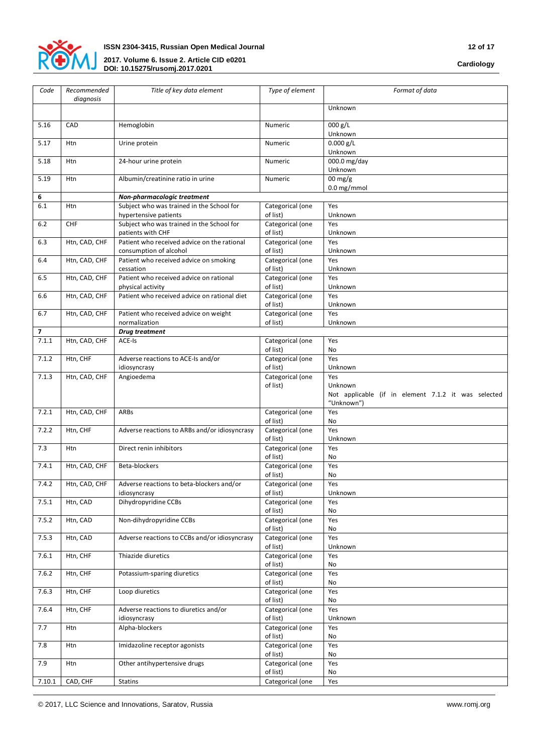| Code | Recommended diagnosis | Title of key data element | Type of element | Format of data |
|---|---|---|---|---|
| | | | | Unknown |
| 5.16 | CAD | Hemoglobin | Numeric | 000 g/L<br>Unknown |
| 5.17 | Htn | Urine protein | Numeric | 0.000 g/L<br>Unknown |
| 5.18 | Htn | 24-hour urine protein | Numeric | 000.0 mg/day<br>Unknown |
| 5.19 | Htn | Albumin/creatinine ratio in urine | Numeric | 00 mg/g<br>0.0 mg/mmol |
| **6** | | ***Non-pharmacologic treatment*** | | |
| 6.1 | Htn | Subject who was trained in the School for hypertensive patients | Categorical (one of list) | Yes<br>Unknown |
| 6.2 | CHF | Subject who was trained in the School for patients with CHF | Categorical (one of list) | Yes<br>Unknown |
| 6.3 | Htn, CAD, CHF | Patient who received advice on the rational consumption of alcohol | Categorical (one of list) | Yes<br>Unknown |
| 6.4 | Htn, CAD, CHF | Patient who received advice on smoking cessation | Categorical (one of list) | Yes<br>Unknown |
| 6.5 | Htn, CAD, CHF | Patient who received advice on rational physical activity | Categorical (one of list) | Yes<br>Unknown |
| 6.6 | Htn, CAD, CHF | Patient who received advice on rational diet | Categorical (one of list) | Yes<br>Unknown |
| 6.7 | Htn, CAD, CHF | Patient who received advice on weight normalization | Categorical (one of list) | Yes<br>Unknown |
| **7** | | ***Drug treatment*** | | |
| 7.1.1 | Htn, CAD, CHF | ACE-Is | Categorical (one of list) | Yes<br>No |
| 7.1.2 | Htn, CHF | Adverse reactions to ACE-Is and/or idiosyncrasy | Categorical (one of list) | Yes<br>Unknown |
| 7.1.3 | Htn, CAD, CHF | Angioedema | Categorical (one of list) | Yes<br>Unknown<br>Not applicable (if in element 7.1.2 it was selected "Unknown") |
| 7.2.1 | Htn, CAD, CHF | ARBs | Categorical (one of list) | Yes<br>No |
| 7.2.2 | Htn, CHF | Adverse reactions to ARBs and/or idiosyncrasy | Categorical (one of list) | Yes<br>Unknown |
| 7.3 | Htn | Direct renin inhibitors | Categorical (one of list) | Yes<br>No |
| 7.4.1 | Htn, CAD, CHF | Beta-blockers | Categorical (one of list) | Yes<br>No |
| 7.4.2 | Htn, CAD, CHF | Adverse reactions to beta-blockers and/or idiosyncrasy | Categorical (one of list) | Yes<br>Unknown |
| 7.5.1 | Htn, CAD | Dihydropyridine CCBs | Categorical (one of list) | Yes<br>No |
| 7.5.2 | Htn, CAD | Non-dihydropyridine CCBs | Categorical (one of list) | Yes<br>No |
| 7.5.3 | Htn, CAD | Adverse reactions to CCBs and/or idiosyncrasy | Categorical (one of list) | Yes<br>Unknown |
| 7.6.1 | Htn, CHF | Thiazide diuretics | Categorical (one of list) | Yes<br>No |
| 7.6.2 | Htn, CHF | Potassium-sparing diuretics | Categorical (one of list) | Yes<br>No |
| 7.6.3 | Htn, CHF | Loop diuretics | Categorical (one of list) | Yes<br>No |
| 7.6.4 | Htn, CHF | Adverse reactions to diuretics and/or idiosyncrasy | Categorical (one of list) | Yes<br>Unknown |
| 7.7 | Htn | Alpha-blockers | Categorical (one of list) | Yes<br>No |
| 7.8 | Htn | Imidazoline receptor agonists | Categorical (one of list) | Yes<br>No |
| 7.9 | Htn | Other antihypertensive drugs | Categorical (one of list) | Yes<br>No |
| 7.10.1 | CAD, CHF | Statins | Categorical (one | Yes |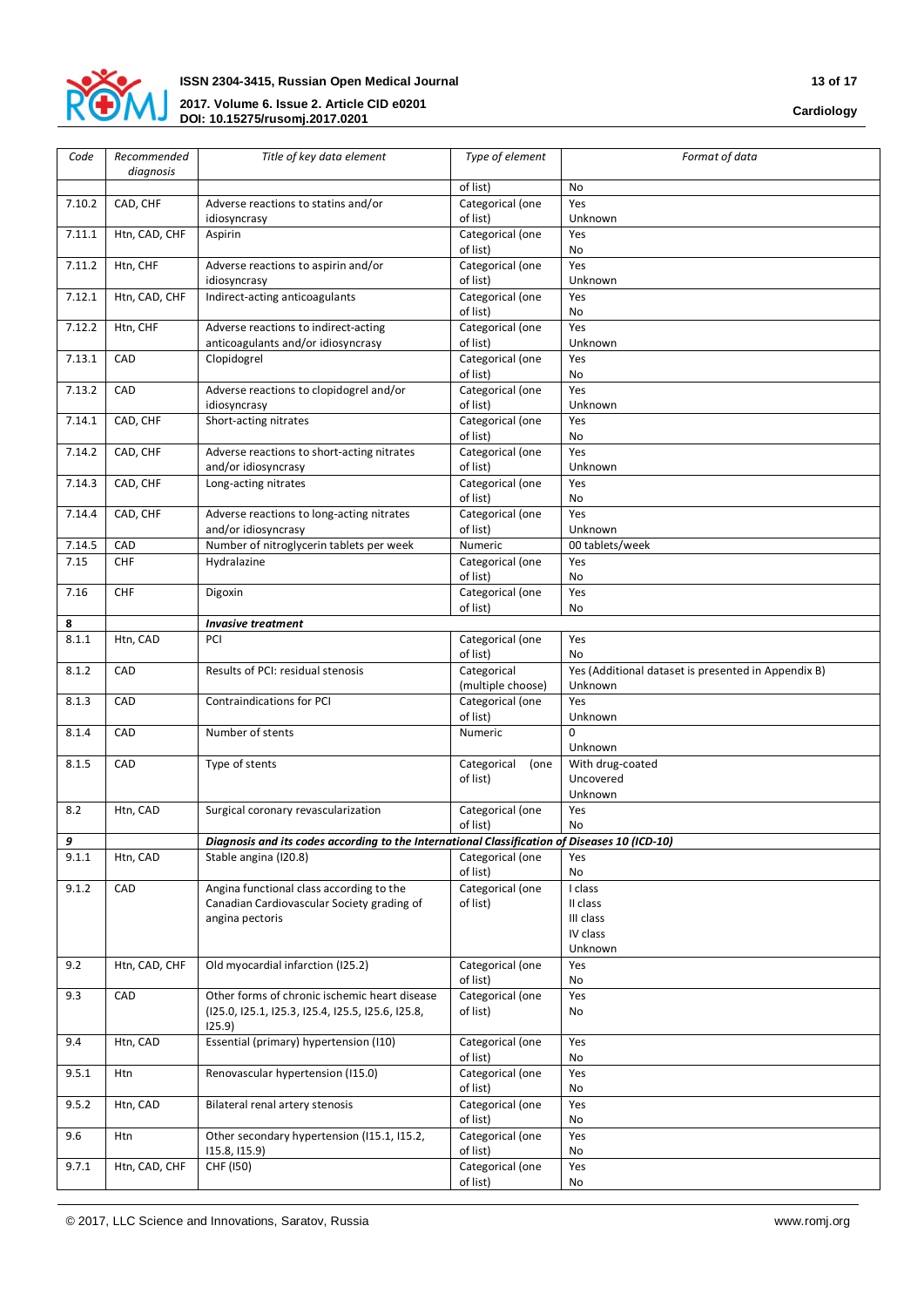| Code | Recommended diagnosis | Title of key data element | Type of element | Format of data |
|---|---|---|---|---|
| | | | of list) | No |
| 7.10.2 | CAD, CHF | Adverse reactions to statins and/or idiosyncrasy | Categorical (one of list) | Yes<br>Unknown |
| 7.11.1 | Htn, CAD, CHF | Aspirin | Categorical (one of list) | Yes<br>No |
| 7.11.2 | Htn, CHF | Adverse reactions to aspirin and/or idiosyncrasy | Categorical (one of list) | Yes<br>Unknown |
| 7.12.1 | Htn, CAD, CHF | Indirect-acting anticoagulants | Categorical (one of list) | Yes<br>No |
| 7.12.2 | Htn, CHF | Adverse reactions to indirect-acting anticoagulants and/or idiosyncrasy | Categorical (one of list) | Yes<br>Unknown |
| 7.13.1 | CAD | Clopidogrel | Categorical (one of list) | Yes<br>No |
| 7.13.2 | CAD | Adverse reactions to clopidogrel and/or idiosyncrasy | Categorical (one of list) | Yes<br>Unknown |
| 7.14.1 | CAD, CHF | Short-acting nitrates | Categorical (one of list) | Yes<br>No |
| 7.14.2 | CAD, CHF | Adverse reactions to short-acting nitrates and/or idiosyncrasy | Categorical (one of list) | Yes<br>Unknown |
| 7.14.3 | CAD, CHF | Long-acting nitrates | Categorical (one of list) | Yes<br>No |
| 7.14.4 | CAD, CHF | Adverse reactions to long-acting nitrates and/or idiosyncrasy | Categorical (one of list) | Yes<br>Unknown |
| 7.14.5 | CAD | Number of nitroglycerin tablets per week | Numeric | 00 tablets/week |
| 7.15 | CHF | Hydralazine | Categorical (one of list) | Yes<br>No |
| 7.16 | CHF | Digoxin | Categorical (one of list) | Yes<br>No |
| **8** | | ***Invasive treatment*** | | |
| 8.1.1 | Htn, CAD | PCI | Categorical (one of list) | Yes<br>No |
| 8.1.2 | CAD | Results of PCI: residual stenosis | Categorical (multiple choose) | Yes (Additional dataset is presented in Appendix B)<br>Unknown |
| 8.1.3 | CAD | Contraindications for PCI | Categorical (one of list) | Yes<br>Unknown |
| 8.1.4 | CAD | Number of stents | Numeric | 0<br>Unknown |
| 8.1.5 | CAD | Type of stents | Categorical (one of list) | With drug-coated<br>Uncovered<br>Unknown |
| 8.2 | Htn, CAD | Surgical coronary revascularization | Categorical (one of list) | Yes<br>No |
| ***9*** | | ***Diagnosis and its codes according to the International Classification of Diseases 10 (ICD-10)*** | | |
| 9.1.1 | Htn, CAD | Stable angina (I20.8) | Categorical (one of list) | Yes<br>No |
| 9.1.2 | CAD | Angina functional class according to the Canadian Cardiovascular Society grading of angina pectoris | Categorical (one of list) | I class<br>II class<br>III class<br>IV class<br>Unknown |
| 9.2 | Htn, CAD, CHF | Old myocardial infarction (I25.2) | Categorical (one of list) | Yes<br>No |
| 9.3 | CAD | Other forms of chronic ischemic heart disease (I25.0, I25.1, I25.3, I25.4, I25.5, I25.6, I25.8, I25.9) | Categorical (one of list) | Yes<br>No |
| 9.4 | Htn, CAD | Essential (primary) hypertension (I10) | Categorical (one of list) | Yes<br>No |
| 9.5.1 | Htn | Renovascular hypertension (I15.0) | Categorical (one of list) | Yes<br>No |
| 9.5.2 | Htn, CAD | Bilateral renal artery stenosis | Categorical (one of list) | Yes<br>No |
| 9.6 | Htn | Other secondary hypertension (I15.1, I15.2, I15.8, I15.9) | Categorical (one of list) | Yes<br>No |
| 9.7.1 | Htn, CAD, CHF | CHF (I50) | Categorical (one of list) | Yes<br>No |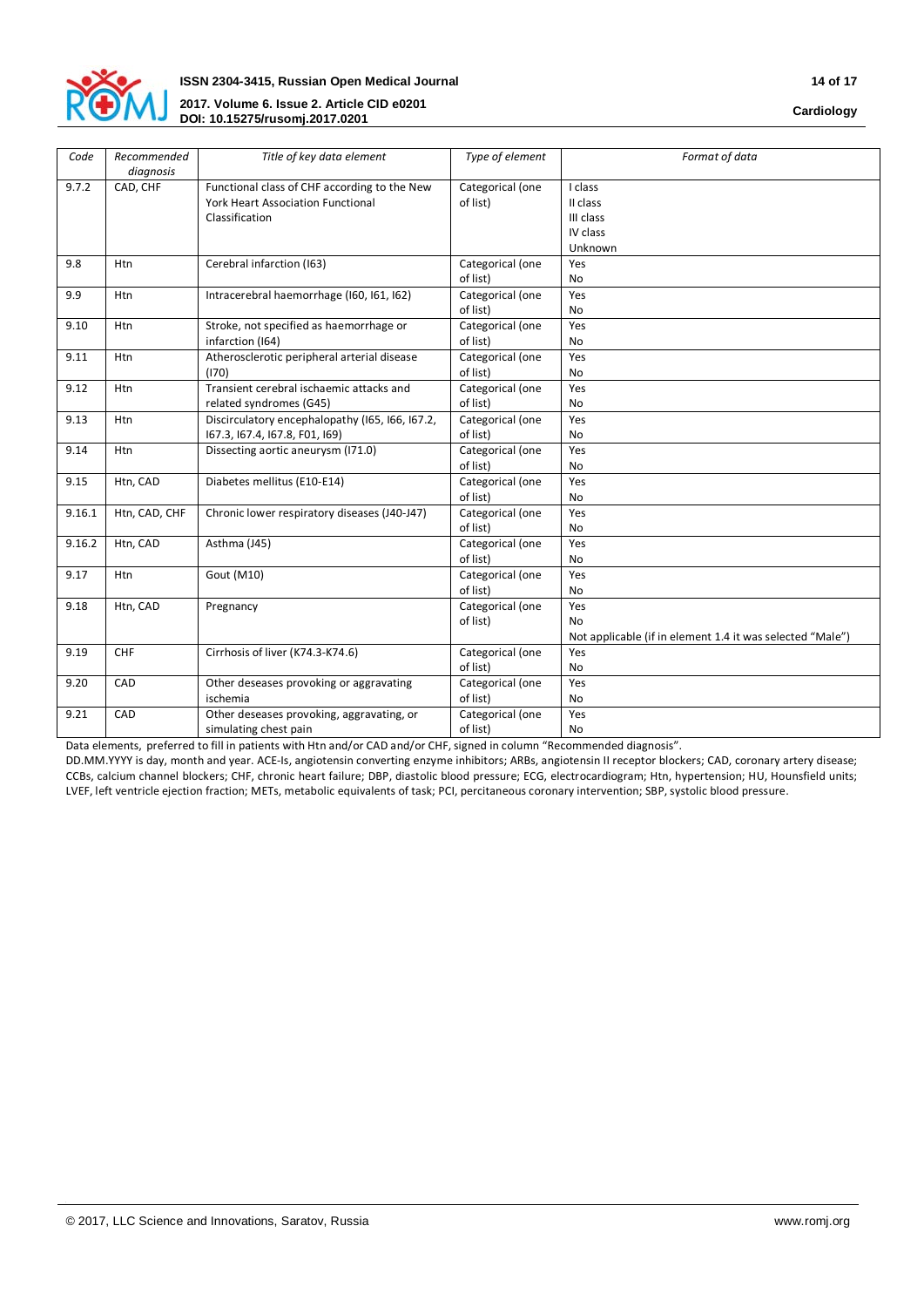| Code | Recommended diagnosis | Title of key data element | Type of element | Format of data |
|---|---|---|---|---|
| 9.7.2 | CAD, CHF | Functional class of CHF according to the New York Heart Association Functional Classification | Categorical (one of list) | I class<br>II class<br>III class<br>IV class<br>Unknown |
| 9.8 | Htn | Cerebral infarction (I63) | Categorical (one of list) | Yes<br>No |
| 9.9 | Htn | Intracerebral haemorrhage (I60, I61, I62) | Categorical (one of list) | Yes<br>No |
| 9.10 | Htn | Stroke, not specified as haemorrhage or infarction (I64) | Categorical (one of list) | Yes<br>No |
| 9.11 | Htn | Atherosclerotic peripheral arterial disease (I70) | Categorical (one of list) | Yes<br>No |
| 9.12 | Htn | Transient cerebral ischaemic attacks and related syndromes (G45) | Categorical (one of list) | Yes<br>No |
| 9.13 | Htn | Discirculatory encephalopathy (I65, I66, I67.2, I67.3, I67.4, I67.8, F01, I69) | Categorical (one of list) | Yes<br>No |
| 9.14 | Htn | Dissecting aortic aneurysm (I71.0) | Categorical (one of list) | Yes<br>No |
| 9.15 | Htn, CAD | Diabetes mellitus (E10-E14) | Categorical (one of list) | Yes<br>No |
| 9.16.1 | Htn, CAD, CHF | Chronic lower respiratory diseases (J40-J47) | Categorical (one of list) | Yes<br>No |
| 9.16.2 | Htn, CAD | Asthma (J45) | Categorical (one of list) | Yes<br>No |
| 9.17 | Htn | Gout (M10) | Categorical (one of list) | Yes<br>No |
| 9.18 | Htn, CAD | Pregnancy | Categorical (one of list) | Yes<br>No<br>Not applicable (if in element 1.4 it was selected "Male") |
| 9.19 | CHF | Cirrhosis of liver (K74.3-K74.6) | Categorical (one of list) | Yes<br>No |
| 9.20 | CAD | Other deseases provoking or aggravating ischemia | Categorical (one of list) | Yes<br>No |
| 9.21 | CAD | Other deseases provoking, aggravating, or simulating chest pain | Categorical (one of list) | Yes<br>No |

Data elements, preferred to fill in patients with Htn and/or CAD and/or CHF, signed in column "Recommended diagnosis".
DD.MM.YYYY is day, month and year. ACE-Is, angiotensin converting enzyme inhibitors; ARBs, angiotensin II receptor blockers; CAD, coronary artery disease; CCBs, calcium channel blockers; CHF, chronic heart failure; DBP, diastolic blood pressure; ECG, electrocardiogram; Htn, hypertension; HU, Hounsfield units; LVEF, left ventricle ejection fraction; METs, metabolic equivalents of task; PCI, percitaneous coronary intervention; SBP, systolic blood pressure.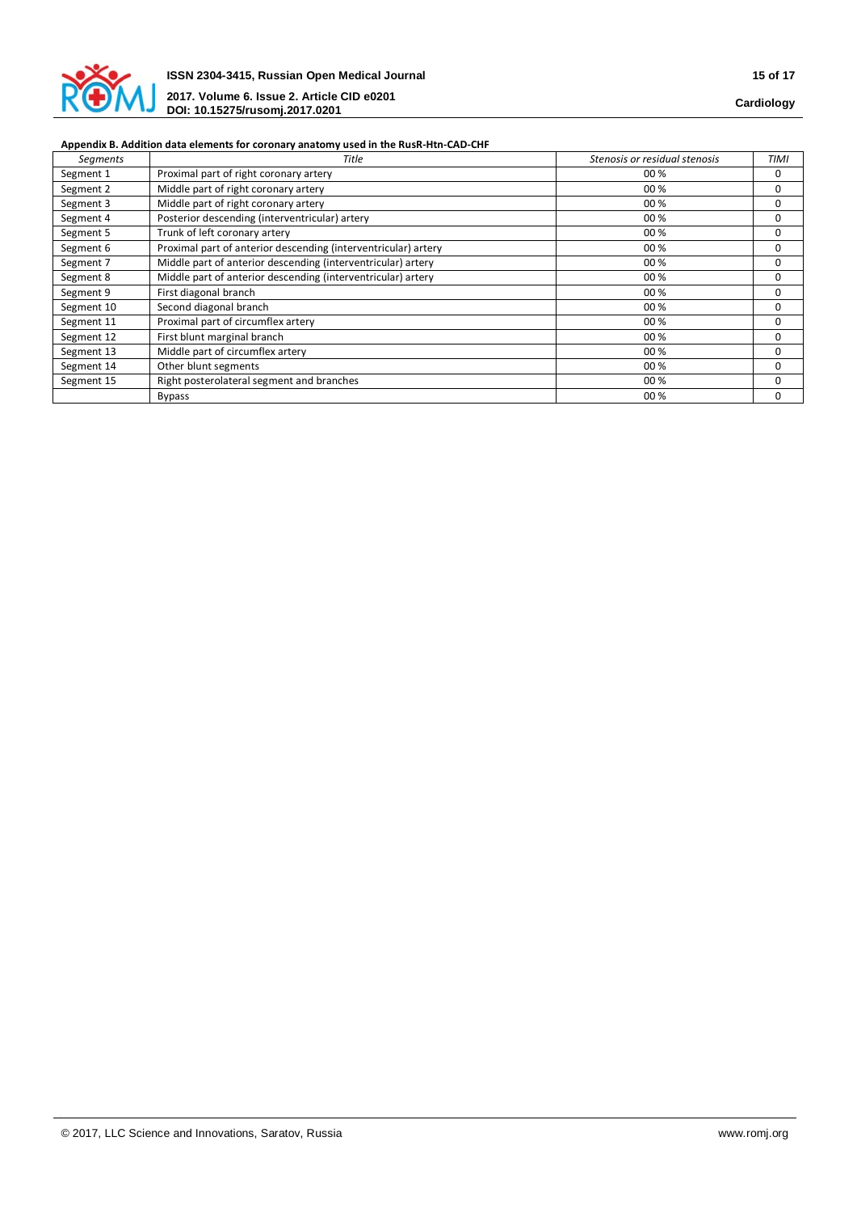**Appendix B. Addition data elements for coronary anatomy used in the RusR-Htn-CAD-CHF**

| *Segments* | *Title* | *Stenosis or residual stenosis* | *TIMI* |
|---|---|---|---|
| Segment 1 | Proximal part of right coronary artery | 00 % | 0 |
| Segment 2 | Middle part of right coronary artery | 00 % | 0 |
| Segment 3 | Middle part of right coronary artery | 00 % | 0 |
| Segment 4 | Posterior descending (interventricular) artery | 00 % | 0 |
| Segment 5 | Trunk of left coronary artery | 00 % | 0 |
| Segment 6 | Proximal part of anterior descending (interventricular) artery | 00 % | 0 |
| Segment 7 | Middle part of anterior descending (interventricular) artery | 00 % | 0 |
| Segment 8 | Middle part of anterior descending (interventricular) artery | 00 % | 0 |
| Segment 9 | First diagonal branch | 00 % | 0 |
| Segment 10 | Second diagonal branch | 00 % | 0 |
| Segment 11 | Proximal part of circumflex artery | 00 % | 0 |
| Segment 12 | First blunt marginal branch | 00 % | 0 |
| Segment 13 | Middle part of circumflex artery | 00 % | 0 |
| Segment 14 | Other blunt segments | 00 % | 0 |
| Segment 15 | Right posterolateral segment and branches | 00 % | 0 |
| | Bypass | 00 % | 0 |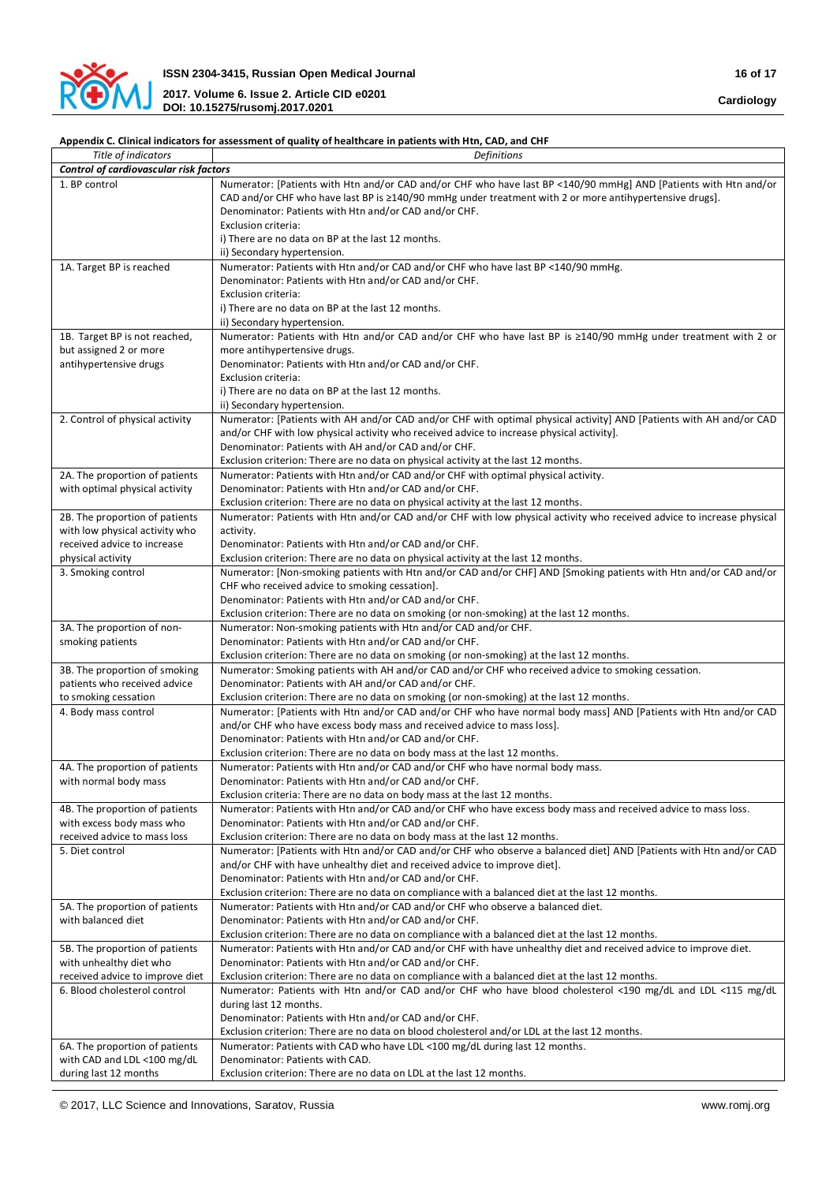**Appendix C. Clinical indicators for assessment of quality of healthcare in patients with Htn, CAD, and CHF**

| *Title of indicators* | *Definitions* |
|---|---|
| ***Control of cardiovascular risk factors*** | |
| 1. BP control | Numerator: [Patients with Htn and/or CAD and/or CHF who have last BP <140/90 mmHg] AND [Patients with Htn and/or CAD and/or CHF who have last BP is ≥140/90 mmHg under treatment with 2 or more antihypertensive drugs].<br>Denominator: Patients with Htn and/or CAD and/or CHF.<br>Exclusion criteria:<br>i) There are no data on BP at the last 12 months.<br>ii) Secondary hypertension. |
| 1A. Target BP is reached | Numerator: Patients with Htn and/or CAD and/or CHF who have last BP <140/90 mmHg.<br>Denominator: Patients with Htn and/or CAD and/or CHF.<br>Exclusion criteria:<br>i) There are no data on BP at the last 12 months.<br>ii) Secondary hypertension. |
| 1B. Target BP is not reached, but assigned 2 or more antihypertensive drugs | Numerator: Patients with Htn and/or CAD and/or CHF who have last BP is ≥140/90 mmHg under treatment with 2 or more antihypertensive drugs.<br>Denominator: Patients with Htn and/or CAD and/or CHF.<br>Exclusion criteria:<br>i) There are no data on BP at the last 12 months.<br>ii) Secondary hypertension. |
| 2. Control of physical activity | Numerator: [Patients with AH and/or CAD and/or CHF with optimal physical activity] AND [Patients with AH and/or CAD and/or CHF with low physical activity who received advice to increase physical activity].<br>Denominator: Patients with AH and/or CAD and/or CHF.<br>Exclusion criterion: There are no data on physical activity at the last 12 months. |
| 2A. The proportion of patients with optimal physical activity | Numerator: Patients with Htn and/or CAD and/or CHF with optimal physical activity.<br>Denominator: Patients with Htn and/or CAD and/or CHF.<br>Exclusion criterion: There are no data on physical activity at the last 12 months. |
| 2B. The proportion of patients with low physical activity who received advice to increase physical activity | Numerator: Patients with Htn and/or CAD and/or CHF with low physical activity who received advice to increase physical activity.<br>Denominator: Patients with Htn and/or CAD and/or CHF.<br>Exclusion criterion: There are no data on physical activity at the last 12 months. |
| 3. Smoking control | Numerator: [Non-smoking patients with Htn and/or CAD and/or CHF] AND [Smoking patients with Htn and/or CAD and/or CHF who received advice to smoking cessation].<br>Denominator: Patients with Htn and/or CAD and/or CHF.<br>Exclusion criterion: There are no data on smoking (or non-smoking) at the last 12 months. |
| 3A. The proportion of non-smoking patients | Numerator: Non-smoking patients with Htn and/or CAD and/or CHF.<br>Denominator: Patients with Htn and/or CAD and/or CHF.<br>Exclusion criterion: There are no data on smoking (or non-smoking) at the last 12 months. |
| 3B. The proportion of smoking patients who received advice to smoking cessation | Numerator: Smoking patients with AH and/or CAD and/or CHF who received advice to smoking cessation.<br>Denominator: Patients with AH and/or CAD and/or CHF.<br>Exclusion criterion: There are no data on smoking (or non-smoking) at the last 12 months. |
| 4. Body mass control | Numerator: [Patients with Htn and/or CAD and/or CHF who have normal body mass] AND [Patients with Htn and/or CAD and/or CHF who have excess body mass and received advice to mass loss].<br>Denominator: Patients with Htn and/or CAD and/or CHF.<br>Exclusion criterion: There are no data on body mass at the last 12 months. |
| 4A. The proportion of patients with normal body mass | Numerator: Patients with Htn and/or CAD and/or CHF who have normal body mass.<br>Denominator: Patients with Htn and/or CAD and/or CHF.<br>Exclusion criteria: There are no data on body mass at the last 12 months. |
| 4B. The proportion of patients with excess body mass who received advice to mass loss | Numerator: Patients with Htn and/or CAD and/or CHF who have excess body mass and received advice to mass loss.<br>Denominator: Patients with Htn and/or CAD and/or CHF.<br>Exclusion criterion: There are no data on body mass at the last 12 months. |
| 5. Diet control | Numerator: [Patients with Htn and/or CAD and/or CHF who observe a balanced diet] AND [Patients with Htn and/or CAD and/or CHF with have unhealthy diet and received advice to improve diet].<br>Denominator: Patients with Htn and/or CAD and/or CHF.<br>Exclusion criterion: There are no data on compliance with a balanced diet at the last 12 months. |
| 5A. The proportion of patients with balanced diet | Numerator: Patients with Htn and/or CAD and/or CHF who observe a balanced diet.<br>Denominator: Patients with Htn and/or CAD and/or CHF.<br>Exclusion criterion: There are no data on compliance with a balanced diet at the last 12 months. |
| 5B. The proportion of patients with unhealthy diet who received advice to improve diet | Numerator: Patients with Htn and/or CAD and/or CHF with have unhealthy diet and received advice to improve diet.<br>Denominator: Patients with Htn and/or CAD and/or CHF.<br>Exclusion criterion: There are no data on compliance with a balanced diet at the last 12 months. |
| 6. Blood cholesterol control | Numerator: Patients with Htn and/or CAD and/or CHF who have blood cholesterol <190 mg/dL and LDL <115 mg/dL during last 12 months.<br>Denominator: Patients with Htn and/or CAD and/or CHF.<br>Exclusion criterion: There are no data on blood cholesterol and/or LDL at the last 12 months. |
| 6A. The proportion of patients with CAD and LDL <100 mg/dL during last 12 months | Numerator: Patients with CAD who have LDL <100 mg/dL during last 12 months.<br>Denominator: Patients with CAD.<br>Exclusion criterion: There are no data on LDL at the last 12 months. |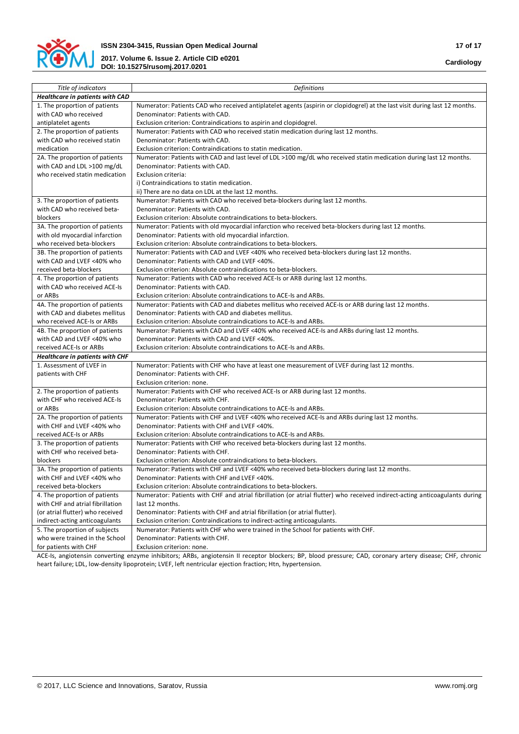| *Title of indicators* | *Definitions* |
|---|---|
| ***Healthcare in patients with CAD*** | |
| 1. The proportion of patients with CAD who received antiplatelet agents | Numerator: Patients CAD who received antiplatelet agents (aspirin or clopidogrel) at the last visit during last 12 months.<br>Denominator: Patients with CAD.<br>Exclusion criterion: Contraindications to aspirin and clopidogrel. |
| 2. The proportion of patients with CAD who received statin medication | Numerator: Patients with CAD who received statin medication during last 12 months.<br>Denominator: Patients with CAD.<br>Exclusion criterion: Contraindications to statin medication. |
| 2A. The proportion of patients with CAD and LDL >100 mg/dL who received statin medication | Numerator: Patients with CAD and last level of LDL >100 mg/dL who received statin medication during last 12 months.<br>Denominator: Patients with CAD.<br>Exclusion criteria:<br>i) Contraindications to statin medication.<br>ii) There are no data on LDL at the last 12 months. |
| 3. The proportion of patients with CAD who received beta-blockers | Numerator: Patients with CAD who received beta-blockers during last 12 months.<br>Denominator: Patients with CAD.<br>Exclusion criterion: Absolute contraindications to beta-blockers. |
| 3A. The proportion of patients with old myocardial infarction who received beta-blockers | Numerator: Patients with old myocardial infarction who received beta-blockers during last 12 months.<br>Denominator: Patients with old myocardial infarction.<br>Exclusion criterion: Absolute contraindications to beta-blockers. |
| 3B. The proportion of patients with CAD and LVEF <40% who received beta-blockers | Numerator: Patients with CAD and LVEF <40% who received beta-blockers during last 12 months.<br>Denominator: Patients with CAD and LVEF <40%.<br>Exclusion criterion: Absolute contraindications to beta-blockers. |
| 4. The proportion of patients with CAD who received ACE-Is or ARBs | Numerator: Patients with CAD who received ACE-Is or ARB during last 12 months.<br>Denominator: Patients with CAD.<br>Exclusion criterion: Absolute contraindications to ACE-Is and ARBs. |
| 4A. The proportion of patients with CAD and diabetes mellitus who received ACE-Is or ARBs | Numerator: Patients with CAD and diabetes mellitus who received ACE-Is or ARB during last 12 months.<br>Denominator: Patients with CAD and diabetes mellitus.<br>Exclusion criterion: Absolute contraindications to ACE-Is and ARBs. |
| 4B. The proportion of patients with CAD and LVEF <40% who received ACE-Is or ARBs | Numerator: Patients with CAD and LVEF <40% who received ACE-Is and ARBs during last 12 months.<br>Denominator: Patients with CAD and LVEF <40%.<br>Exclusion criterion: Absolute contraindications to ACE-Is and ARBs. |
| ***Healthcare in patients with CHF*** | |
| 1. Assessment of LVEF in patients with CHF | Numerator: Patients with CHF who have at least one measurement of LVEF during last 12 months.<br>Denominator: Patients with CHF.<br>Exclusion criterion: none. |
| 2. The proportion of patients with CHF who received ACE-Is or ARBs | Numerator: Patients with CHF who received ACE-Is or ARB during last 12 months.<br>Denominator: Patients with CHF.<br>Exclusion criterion: Absolute contraindications to ACE-Is and ARBs. |
| 2A. The proportion of patients with CHF and LVEF <40% who received ACE-Is or ARBs | Numerator: Patients with CHF and LVEF <40% who received ACE-Is and ARBs during last 12 months.<br>Denominator: Patients with CHF and LVEF <40%.<br>Exclusion criterion: Absolute contraindications to ACE-Is and ARBs. |
| 3. The proportion of patients with CHF who received beta-blockers | Numerator: Patients with CHF who received beta-blockers during last 12 months.<br>Denominator: Patients with CHF.<br>Exclusion criterion: Absolute contraindications to beta-blockers. |
| 3A. The proportion of patients with CHF and LVEF <40% who received beta-blockers | Numerator: Patients with CHF and LVEF <40% who received beta-blockers during last 12 months.<br>Denominator: Patients with CHF and LVEF <40%.<br>Exclusion criterion: Absolute contraindications to beta-blockers. |
| 4. The proportion of patients with CHF and atrial fibrillation (or atrial flutter) who received indirect-acting anticoagulants | Numerator: Patients with CHF and atrial fibrillation (or atrial flutter) who received indirect-acting anticoagulants during last 12 months.<br>Denominator: Patients with CHF and atrial fibrillation (or atrial flutter).<br>Exclusion criterion: Contraindications to indirect-acting anticoagulants. |
| 5. The proportion of subjects who were trained in the School for patients with CHF | Numerator: Patients with CHF who were trained in the School for patients with CHF.<br>Denominator: Patients with CHF.<br>Exclusion criterion: none. |

ACE-Is, angiotensin converting enzyme inhibitors; ARBs, angiotensin II receptor blockers; BP, blood pressure; CAD, coronary artery disease; CHF, chronic heart failure; LDL, low-density lipoprotein; LVEF, left nentricular ejection fraction; Htn, hypertension.